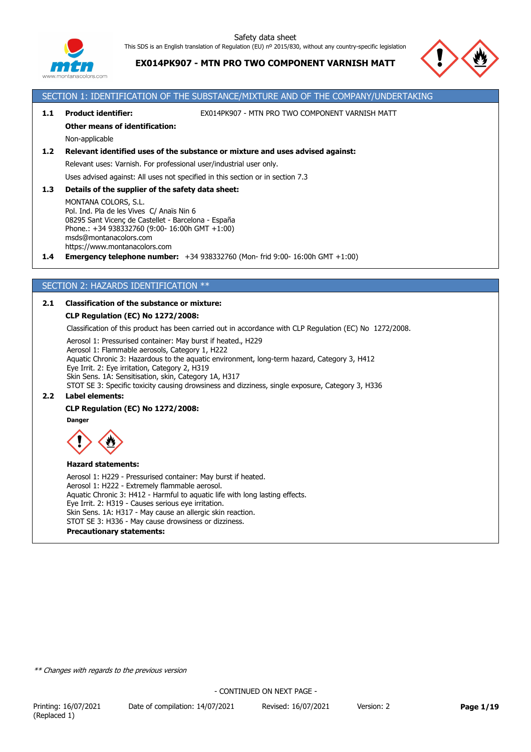Safety data sheet

This SDS is an English translation of Regulation (EU) nº 2015/830, without any country-specific legislation

**EX014PK907 - MTN PRO TWO COMPONENT VARNISH MATT**

## SECTION 1: IDENTIFICATION OF THE SUBSTANCE/MIXTURE AND OF THE COMPANY/UNDERTAKING

**1.1 Product identifier:** EX014PK907 - MTN PRO TWO COMPONENT VARNISH MATT

**Other means of identification:**

Non-applicable

**1.2 Relevant identified uses of the substance or mixture and uses advised against:**

Relevant uses: Varnish. For professional user/industrial user only.

Uses advised against: All uses not specified in this section or in section 7.3

**1.3 Details of the supplier of the safety data sheet:**

MONTANA COLORS, S.L.
Pol. Ind. Pla de les Vives C/ Anaïs Nin 6
08295 Sant Vicenç de Castellet - Barcelona - España
Phone.: +34 938332760 (9:00- 16:00h GMT +1:00)
msds@montanacolors.com
https://www.montanacolors.com

**1.4 Emergency telephone number:** +34 938332760 (Mon- frid 9:00- 16:00h GMT +1:00)

## SECTION 2: HAZARDS IDENTIFICATION **

**2.1 Classification of the substance or mixture:**

**CLP Regulation (EC) No 1272/2008:**

Classification of this product has been carried out in accordance with CLP Regulation (EC) No 1272/2008.

Aerosol 1: Pressurised container: May burst if heated., H229
Aerosol 1: Flammable aerosols, Category 1, H222
Aquatic Chronic 3: Hazardous to the aquatic environment, long-term hazard, Category 3, H412
Eye Irrit. 2: Eye irritation, Category 2, H319
Skin Sens. 1A: Sensitisation, skin, Category 1A, H317
STOT SE 3: Specific toxicity causing drowsiness and dizziness, single exposure, Category 3, H336

**2.2 Label elements:**

**CLP Regulation (EC) No 1272/2008:**

**Danger**

**Hazard statements:**

Aerosol 1: H229 - Pressurised container: May burst if heated.
Aerosol 1: H222 - Extremely flammable aerosol.
Aquatic Chronic 3: H412 - Harmful to aquatic life with long lasting effects.
Eye Irrit. 2: H319 - Causes serious eye irritation.
Skin Sens. 1A: H317 - May cause an allergic skin reaction.
STOT SE 3: H336 - May cause drowsiness or dizziness.

**Precautionary statements:**

*** Changes with regards to the previous version*

- CONTINUED ON NEXT PAGE -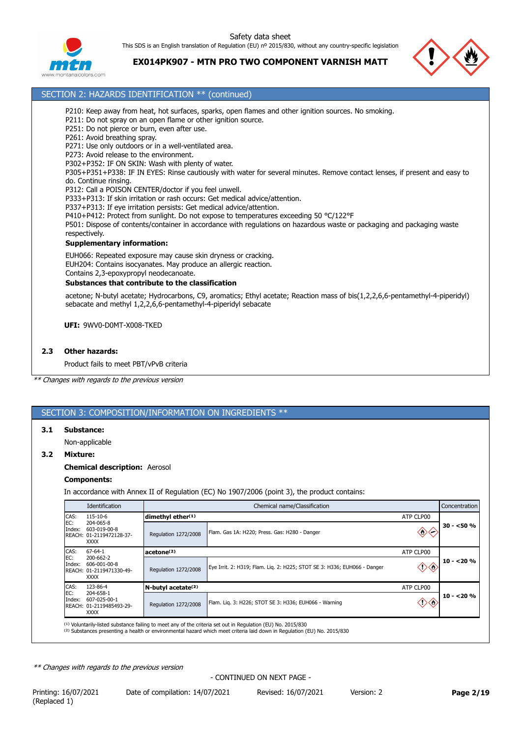## SECTION 2: HAZARDS IDENTIFICATION ** (continued)

P210: Keep away from heat, hot surfaces, sparks, open flames and other ignition sources. No smoking.
P211: Do not spray on an open flame or other ignition source.
P251: Do not pierce or burn, even after use.
P261: Avoid breathing spray.
P271: Use only outdoors or in a well-ventilated area.
P273: Avoid release to the environment.
P302+P352: IF ON SKIN: Wash with plenty of water.
P305+P351+P338: IF IN EYES: Rinse cautiously with water for several minutes. Remove contact lenses, if present and easy to do. Continue rinsing.
P312: Call a POISON CENTER/doctor if you feel unwell.
P333+P313: If skin irritation or rash occurs: Get medical advice/attention.
P337+P313: If eye irritation persists: Get medical advice/attention.
P410+P412: Protect from sunlight. Do not expose to temperatures exceeding 50 °C/122°F
P501: Dispose of contents/container in accordance with regulations on hazardous waste or packaging and packaging waste respectively.

**Supplementary information:**

EUH066: Repeated exposure may cause skin dryness or cracking.
EUH204: Contains isocyanates. May produce an allergic reaction.
Contains 2,3-epoxypropyl neodecanoate.

**Substances that contribute to the classification**

acetone; N-butyl acetate; Hydrocarbons, C9, aromatics; Ethyl acetate; Reaction mass of bis(1,2,2,6,6-pentamethyl-4-piperidyl) sebacate and methyl 1,2,2,6,6-pentamethyl-4-piperidyl sebacate

**UFI:** 9WV0-D0MT-X008-TKED

### 2.3 Other hazards:

Product fails to meet PBT/vPvB criteria

*** Changes with regards to the previous version*

## SECTION 3: COMPOSITION/INFORMATION ON INGREDIENTS **

### 3.1 Substance:

Non-applicable

### 3.2 Mixture:

**Chemical description:** Aerosol

**Components:**

In accordance with Annex II of Regulation (EC) No 1907/2006 (point 3), the product contains:

| Identification | Chemical name/Classification | | | Concentration |
|---|---|---|---|---|
| CAS: 115-10-6<br>EC: 204-065-8<br>Index: 603-019-00-8<br>REACH: 01-2119472128-37-XXXX | **dimethyl ether**[1] | | ATP CLP00 | 30 - <50 % |
| | Regulation 1272/2008 | Flam. Gas 1A: H220; Press. Gas: H280 - Danger | | |
| CAS: 67-64-1<br>EC: 200-662-2<br>Index: 606-001-00-8<br>REACH: 01-2119471330-49-XXXX | **acetone**[2] | | ATP CLP00 | 10 - <20 % |
| | Regulation 1272/2008 | Eye Irrit. 2: H319; Flam. Liq. 2: H225; STOT SE 3: H336; EUH066 - Danger | | |
| CAS: 123-86-4<br>EC: 204-658-1<br>Index: 607-025-00-1<br>REACH: 01-2119485493-29-XXXX | **N-butyl acetate**[2] | | ATP CLP00 | 10 - <20 % |
| | Regulation 1272/2008 | Flam. Liq. 3: H226; STOT SE 3: H336; EUH066 - Warning | | |

[1] Voluntarily-listed substance failing to meet any of the criteria set out in Regulation (EU) No. 2015/830
[2] Substances presenting a health or environmental hazard which meet criteria laid down in Regulation (EU) No. 2015/830

*** Changes with regards to the previous version*

- CONTINUED ON NEXT PAGE -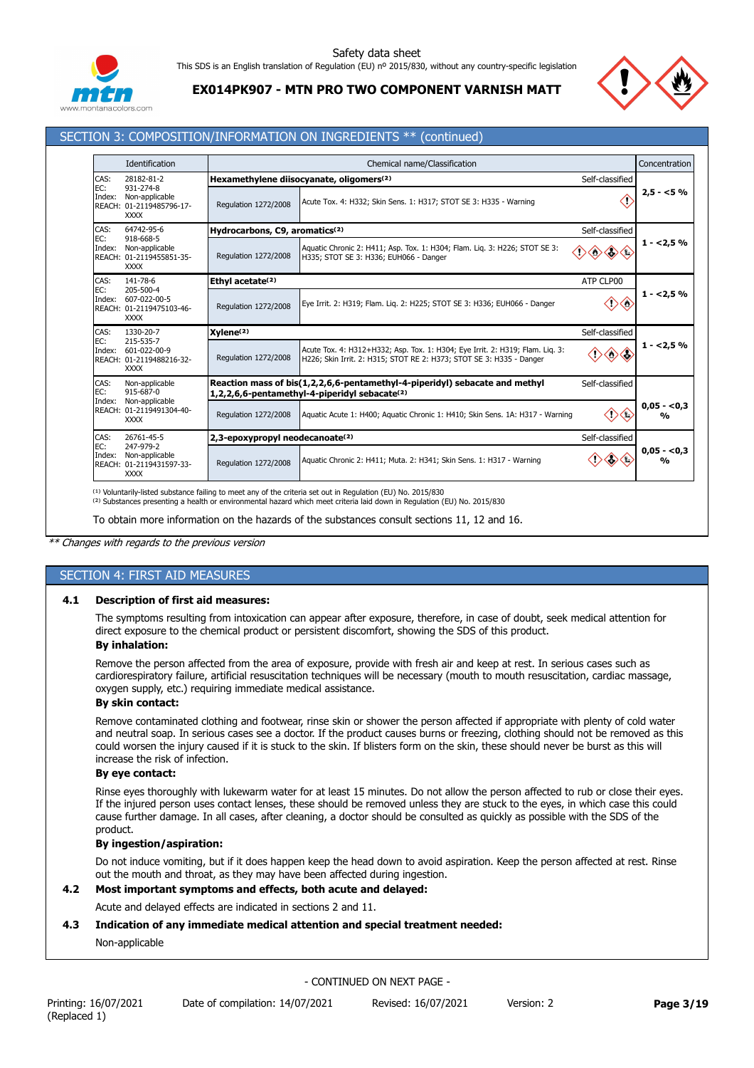## SECTION 3: COMPOSITION/INFORMATION ON INGREDIENTS ** (continued)

| Identification | Chemical name/Classification | | | Concentration |
|---|---|---|---|---|
| CAS: 28182-81-2<br>EC: 931-274-8<br>Index: Non-applicable<br>REACH: 01-2119485796-17-XXXX | **Hexamethylene diisocyanate, oligomers(2)** | | Self-classified | 2,5 - <5 % |
| | Regulation 1272/2008 | Acute Tox. 4: H332; Skin Sens. 1: H317; STOT SE 3: H335 - Warning | | |
| CAS: 64742-95-6<br>EC: 918-668-5<br>Index: Non-applicable<br>REACH: 01-2119455851-35-XXXX | **Hydrocarbons, C9, aromatics(2)** | | Self-classified | 1 - <2,5 % |
| | Regulation 1272/2008 | Aquatic Chronic 2: H411; Asp. Tox. 1: H304; Flam. Liq. 3: H226; STOT SE 3: H335; STOT SE 3: H336; EUH066 - Danger | | |
| CAS: 141-78-6<br>EC: 205-500-4<br>Index: 607-022-00-5<br>REACH: 01-2119475103-46-XXXX | **Ethyl acetate(2)** | | ATP CLP00 | 1 - <2,5 % |
| | Regulation 1272/2008 | Eye Irrit. 2: H319; Flam. Liq. 2: H225; STOT SE 3: H336; EUH066 - Danger | | |
| CAS: 1330-20-7<br>EC: 215-535-7<br>Index: 601-022-00-9<br>REACH: 01-2119488216-32-XXXX | **Xylene(2)** | | Self-classified | 1 - <2,5 % |
| | Regulation 1272/2008 | Acute Tox. 4: H312+H332; Asp. Tox. 1: H304; Eye Irrit. 2: H319; Flam. Liq. 3: H226; Skin Irrit. 2: H315; STOT RE 2: H373; STOT SE 3: H335 - Danger | | |
| CAS: Non-applicable<br>EC: 915-687-0<br>Index: Non-applicable<br>REACH: 01-2119491304-40-XXXX | **Reaction mass of bis(1,2,2,6,6-pentamethyl-4-piperidyl) sebacate and methyl 1,2,2,6,6-pentamethyl-4-piperidyl sebacate(2)** | | Self-classified | 0,05 - <0,3 % |
| | Regulation 1272/2008 | Aquatic Acute 1: H400; Aquatic Chronic 1: H410; Skin Sens. 1A: H317 - Warning | | |
| CAS: 26761-45-5<br>EC: 247-979-2<br>Index: Non-applicable<br>REACH: 01-2119431597-33-XXXX | **2,3-epoxypropyl neodecanoate(2)** | | Self-classified | 0,05 - <0,3 % |
| | Regulation 1272/2008 | Aquatic Chronic 2: H411; Muta. 2: H341; Skin Sens. 1: H317 - Warning | | |

(1) Voluntarily-listed substance failing to meet any of the criteria set out in Regulation (EU) No. 2015/830
(2) Substances presenting a health or environmental hazard which meet criteria laid down in Regulation (EU) No. 2015/830

To obtain more information on the hazards of the substances consult sections 11, 12 and 16.

*** Changes with regards to the previous version*

## SECTION 4: FIRST AID MEASURES

### 4.1 Description of first aid measures:

The symptoms resulting from intoxication can appear after exposure, therefore, in case of doubt, seek medical attention for direct exposure to the chemical product or persistent discomfort, showing the SDS of this product.

**By inhalation:**

Remove the person affected from the area of exposure, provide with fresh air and keep at rest. In serious cases such as cardiorespiratory failure, artificial resuscitation techniques will be necessary (mouth to mouth resuscitation, cardiac massage, oxygen supply, etc.) requiring immediate medical assistance.

**By skin contact:**

Remove contaminated clothing and footwear, rinse skin or shower the person affected if appropriate with plenty of cold water and neutral soap. In serious cases see a doctor. If the product causes burns or freezing, clothing should not be removed as this could worsen the injury caused if it is stuck to the skin. If blisters form on the skin, these should never be burst as this will increase the risk of infection.

**By eye contact:**

Rinse eyes thoroughly with lukewarm water for at least 15 minutes. Do not allow the person affected to rub or close their eyes. If the injured person uses contact lenses, these should be removed unless they are stuck to the eyes, in which case this could cause further damage. In all cases, after cleaning, a doctor should be consulted as quickly as possible with the SDS of the product.

**By ingestion/aspiration:**

Do not induce vomiting, but if it does happen keep the head down to avoid aspiration. Keep the person affected at rest. Rinse out the mouth and throat, as they may have been affected during ingestion.

### 4.2 Most important symptoms and effects, both acute and delayed:

Acute and delayed effects are indicated in sections 2 and 11.

### 4.3 Indication of any immediate medical attention and special treatment needed:

Non-applicable

- CONTINUED ON NEXT PAGE -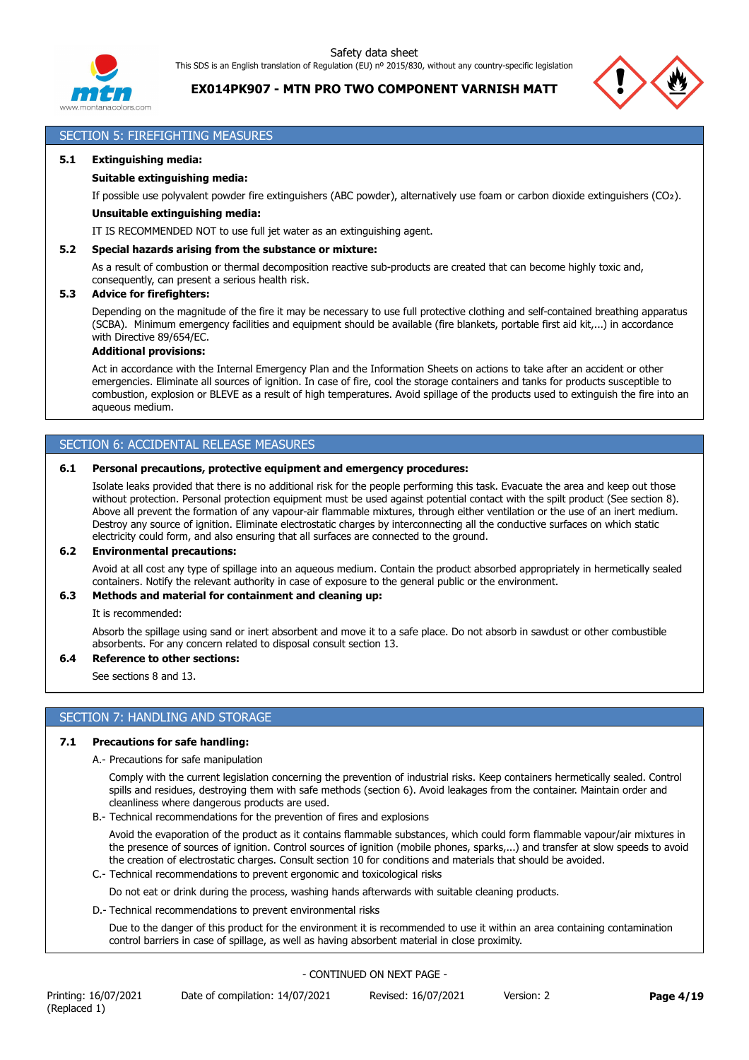## SECTION 5: FIREFIGHTING MEASURES

**5.1 Extinguishing media:**

**Suitable extinguishing media:**

If possible use polyvalent powder fire extinguishers (ABC powder), alternatively use foam or carbon dioxide extinguishers ($CO_2$).

**Unsuitable extinguishing media:**

IT IS RECOMMENDED NOT to use full jet water as an extinguishing agent.

**5.2 Special hazards arising from the substance or mixture:**

As a result of combustion or thermal decomposition reactive sub-products are created that can become highly toxic and, consequently, can present a serious health risk.

**5.3 Advice for firefighters:**

Depending on the magnitude of the fire it may be necessary to use full protective clothing and self-contained breathing apparatus (SCBA). Minimum emergency facilities and equipment should be available (fire blankets, portable first aid kit,...) in accordance with Directive 89/654/EC.

**Additional provisions:**

Act in accordance with the Internal Emergency Plan and the Information Sheets on actions to take after an accident or other emergencies. Eliminate all sources of ignition. In case of fire, cool the storage containers and tanks for products susceptible to combustion, explosion or BLEVE as a result of high temperatures. Avoid spillage of the products used to extinguish the fire into an aqueous medium.

## SECTION 6: ACCIDENTAL RELEASE MEASURES

**6.1 Personal precautions, protective equipment and emergency procedures:**

Isolate leaks provided that there is no additional risk for the people performing this task. Evacuate the area and keep out those without protection. Personal protection equipment must be used against potential contact with the spilt product (See section 8). Above all prevent the formation of any vapour-air flammable mixtures, through either ventilation or the use of an inert medium. Destroy any source of ignition. Eliminate electrostatic charges by interconnecting all the conductive surfaces on which static electricity could form, and also ensuring that all surfaces are connected to the ground.

**6.2 Environmental precautions:**

Avoid at all cost any type of spillage into an aqueous medium. Contain the product absorbed appropriately in hermetically sealed containers. Notify the relevant authority in case of exposure to the general public or the environment.

**6.3 Methods and material for containment and cleaning up:**

It is recommended:

Absorb the spillage using sand or inert absorbent and move it to a safe place. Do not absorb in sawdust or other combustible absorbents. For any concern related to disposal consult section 13.

**6.4 Reference to other sections:**

See sections 8 and 13.

## SECTION 7: HANDLING AND STORAGE

**7.1 Precautions for safe handling:**

A.- Precautions for safe manipulation

Comply with the current legislation concerning the prevention of industrial risks. Keep containers hermetically sealed. Control spills and residues, destroying them with safe methods (section 6). Avoid leakages from the container. Maintain order and cleanliness where dangerous products are used.

B.- Technical recommendations for the prevention of fires and explosions

Avoid the evaporation of the product as it contains flammable substances, which could form flammable vapour/air mixtures in the presence of sources of ignition. Control sources of ignition (mobile phones, sparks,...) and transfer at slow speeds to avoid the creation of electrostatic charges. Consult section 10 for conditions and materials that should be avoided.

C.- Technical recommendations to prevent ergonomic and toxicological risks

Do not eat or drink during the process, washing hands afterwards with suitable cleaning products.

D.- Technical recommendations to prevent environmental risks

Due to the danger of this product for the environment it is recommended to use it within an area containing contamination control barriers in case of spillage, as well as having absorbent material in close proximity.

- CONTINUED ON NEXT PAGE -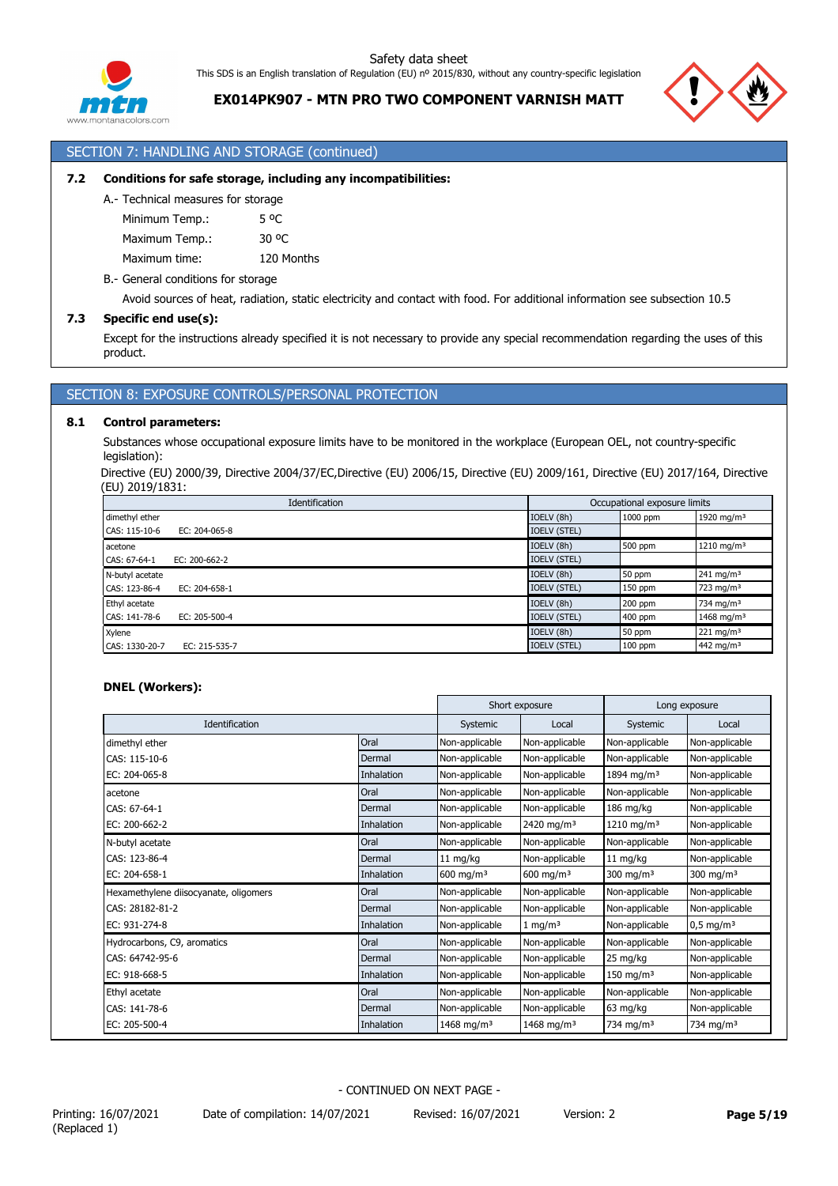## SECTION 7: HANDLING AND STORAGE (continued)

**7.2 Conditions for safe storage, including any incompatibilities:**

A.- Technical measures for storage

| | |
|---|---|
| Minimum Temp.: | 5 ºC |
| Maximum Temp.: | 30 ºC |
| Maximum time: | 120 Months |

B.- General conditions for storage

Avoid sources of heat, radiation, static electricity and contact with food. For additional information see subsection 10.5

**7.3 Specific end use(s):**

Except for the instructions already specified it is not necessary to provide any special recommendation regarding the uses of this product.

## SECTION 8: EXPOSURE CONTROLS/PERSONAL PROTECTION

**8.1 Control parameters:**

Substances whose occupational exposure limits have to be monitored in the workplace (European OEL, not country-specific legislation):

Directive (EU) 2000/39, Directive 2004/37/EC,Directive (EU) 2006/15, Directive (EU) 2009/161, Directive (EU) 2017/164, Directive (EU) 2019/1831:

| Identification | | Occupational exposure limits | | |
|---|---|---|---|---|
| dimethyl ether | | IOELV (8h) | 1000 ppm | 1920 mg/m³ |
| CAS: 115-10-6 | EC: 204-065-8 | IOELV (STEL) | | |
| acetone | | IOELV (8h) | 500 ppm | 1210 mg/m³ |
| CAS: 67-64-1 | EC: 200-662-2 | IOELV (STEL) | | |
| N-butyl acetate | | IOELV (8h) | 50 ppm | 241 mg/m³ |
| CAS: 123-86-4 | EC: 204-658-1 | IOELV (STEL) | 150 ppm | 723 mg/m³ |
| Ethyl acetate | | IOELV (8h) | 200 ppm | 734 mg/m³ |
| CAS: 141-78-6 | EC: 205-500-4 | IOELV (STEL) | 400 ppm | 1468 mg/m³ |
| Xylene | | IOELV (8h) | 50 ppm | 221 mg/m³ |
| CAS: 1330-20-7 | EC: 215-535-7 | IOELV (STEL) | 100 ppm | 442 mg/m³ |

**DNEL (Workers):**

| | | Short exposure | | Long exposure | |
|---|---|---|---|---|---|
| Identification | | Systemic | Local | Systemic | Local |
| dimethyl ether | Oral | Non-applicable | Non-applicable | Non-applicable | Non-applicable |
| CAS: 115-10-6 | Dermal | Non-applicable | Non-applicable | Non-applicable | Non-applicable |
| EC: 204-065-8 | Inhalation | Non-applicable | Non-applicable | 1894 mg/m³ | Non-applicable |
| acetone | Oral | Non-applicable | Non-applicable | Non-applicable | Non-applicable |
| CAS: 67-64-1 | Dermal | Non-applicable | Non-applicable | 186 mg/kg | Non-applicable |
| EC: 200-662-2 | Inhalation | Non-applicable | 2420 mg/m³ | 1210 mg/m³ | Non-applicable |
| N-butyl acetate | Oral | Non-applicable | Non-applicable | Non-applicable | Non-applicable |
| CAS: 123-86-4 | Dermal | 11 mg/kg | Non-applicable | 11 mg/kg | Non-applicable |
| EC: 204-658-1 | Inhalation | 600 mg/m³ | 600 mg/m³ | 300 mg/m³ | 300 mg/m³ |
| Hexamethylene diisocyanate, oligomers | Oral | Non-applicable | Non-applicable | Non-applicable | Non-applicable |
| CAS: 28182-81-2 | Dermal | Non-applicable | Non-applicable | Non-applicable | Non-applicable |
| EC: 931-274-8 | Inhalation | Non-applicable | 1 mg/m³ | Non-applicable | 0,5 mg/m³ |
| Hydrocarbons, C9, aromatics | Oral | Non-applicable | Non-applicable | Non-applicable | Non-applicable |
| CAS: 64742-95-6 | Dermal | Non-applicable | Non-applicable | 25 mg/kg | Non-applicable |
| EC: 918-668-5 | Inhalation | Non-applicable | Non-applicable | 150 mg/m³ | Non-applicable |
| Ethyl acetate | Oral | Non-applicable | Non-applicable | Non-applicable | Non-applicable |
| CAS: 141-78-6 | Dermal | Non-applicable | Non-applicable | 63 mg/kg | Non-applicable |
| EC: 205-500-4 | Inhalation | 1468 mg/m³ | 1468 mg/m³ | 734 mg/m³ | 734 mg/m³ |

- CONTINUED ON NEXT PAGE -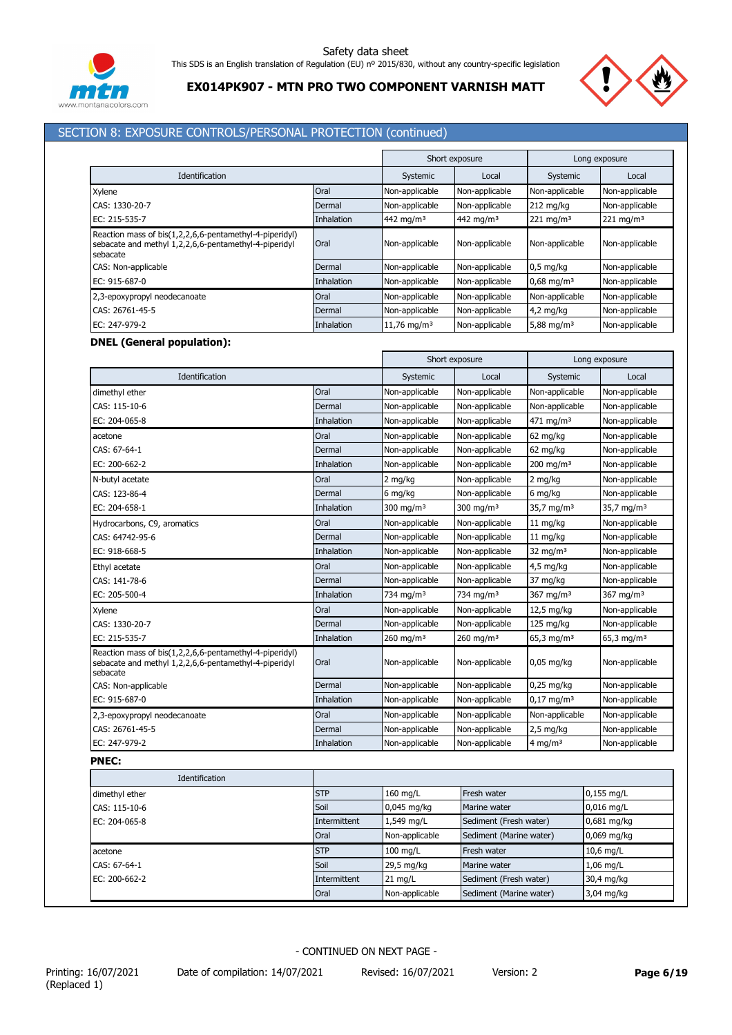## SECTION 8: EXPOSURE CONTROLS/PERSONAL PROTECTION (continued)

| Identification | | Short exposure | | Long exposure | |
|---|---|---|---|---|---|
| | | Systemic | Local | Systemic | Local |
| Xylene | Oral | Non-applicable | Non-applicable | Non-applicable | Non-applicable |
| CAS: 1330-20-7 | Dermal | Non-applicable | Non-applicable | 212 mg/kg | Non-applicable |
| EC: 215-535-7 | Inhalation | 442 mg/m³ | 442 mg/m³ | 221 mg/m³ | 221 mg/m³ |
| Reaction mass of bis(1,2,2,6,6-pentamethyl-4-piperidyl) sebacate and methyl 1,2,2,6,6-pentamethyl-4-piperidyl sebacate | Oral | Non-applicable | Non-applicable | Non-applicable | Non-applicable |
| CAS: Non-applicable | Dermal | Non-applicable | Non-applicable | 0,5 mg/kg | Non-applicable |
| EC: 915-687-0 | Inhalation | Non-applicable | Non-applicable | 0,68 mg/m³ | Non-applicable |
| 2,3-epoxypropyl neodecanoate | Oral | Non-applicable | Non-applicable | Non-applicable | Non-applicable |
| CAS: 26761-45-5 | Dermal | Non-applicable | Non-applicable | 4,2 mg/kg | Non-applicable |
| EC: 247-979-2 | Inhalation | 11,76 mg/m³ | Non-applicable | 5,88 mg/m³ | Non-applicable |

**DNEL (General population):**

| Identification | | Short exposure | | Long exposure | |
|---|---|---|---|---|---|
| | | Systemic | Local | Systemic | Local |
| dimethyl ether | Oral | Non-applicable | Non-applicable | Non-applicable | Non-applicable |
| CAS: 115-10-6 | Dermal | Non-applicable | Non-applicable | Non-applicable | Non-applicable |
| EC: 204-065-8 | Inhalation | Non-applicable | Non-applicable | 471 mg/m³ | Non-applicable |
| acetone | Oral | Non-applicable | Non-applicable | 62 mg/kg | Non-applicable |
| CAS: 67-64-1 | Dermal | Non-applicable | Non-applicable | 62 mg/kg | Non-applicable |
| EC: 200-662-2 | Inhalation | Non-applicable | Non-applicable | 200 mg/m³ | Non-applicable |
| N-butyl acetate | Oral | 2 mg/kg | Non-applicable | 2 mg/kg | Non-applicable |
| CAS: 123-86-4 | Dermal | 6 mg/kg | Non-applicable | 6 mg/kg | Non-applicable |
| EC: 204-658-1 | Inhalation | 300 mg/m³ | 300 mg/m³ | 35,7 mg/m³ | 35,7 mg/m³ |
| Hydrocarbons, C9, aromatics | Oral | Non-applicable | Non-applicable | 11 mg/kg | Non-applicable |
| CAS: 64742-95-6 | Dermal | Non-applicable | Non-applicable | 11 mg/kg | Non-applicable |
| EC: 918-668-5 | Inhalation | Non-applicable | Non-applicable | 32 mg/m³ | Non-applicable |
| Ethyl acetate | Oral | Non-applicable | Non-applicable | 4,5 mg/kg | Non-applicable |
| CAS: 141-78-6 | Dermal | Non-applicable | Non-applicable | 37 mg/kg | Non-applicable |
| EC: 205-500-4 | Inhalation | 734 mg/m³ | 734 mg/m³ | 367 mg/m³ | 367 mg/m³ |
| Xylene | Oral | Non-applicable | Non-applicable | 12,5 mg/kg | Non-applicable |
| CAS: 1330-20-7 | Dermal | Non-applicable | Non-applicable | 125 mg/kg | Non-applicable |
| EC: 215-535-7 | Inhalation | 260 mg/m³ | 260 mg/m³ | 65,3 mg/m³ | 65,3 mg/m³ |
| Reaction mass of bis(1,2,2,6,6-pentamethyl-4-piperidyl) sebacate and methyl 1,2,2,6,6-pentamethyl-4-piperidyl sebacate | Oral | Non-applicable | Non-applicable | 0,05 mg/kg | Non-applicable |
| CAS: Non-applicable | Dermal | Non-applicable | Non-applicable | 0,25 mg/kg | Non-applicable |
| EC: 915-687-0 | Inhalation | Non-applicable | Non-applicable | 0,17 mg/m³ | Non-applicable |
| 2,3-epoxypropyl neodecanoate | Oral | Non-applicable | Non-applicable | Non-applicable | Non-applicable |
| CAS: 26761-45-5 | Dermal | Non-applicable | Non-applicable | 2,5 mg/kg | Non-applicable |
| EC: 247-979-2 | Inhalation | Non-applicable | Non-applicable | 4 mg/m³ | Non-applicable |

**PNEC:**

| Identification | | | | |
|---|---|---|---|---|
| dimethyl ether | STP | 160 mg/L | Fresh water | 0,155 mg/L |
| CAS: 115-10-6 | Soil | 0,045 mg/kg | Marine water | 0,016 mg/L |
| EC: 204-065-8 | Intermittent | 1,549 mg/L | Sediment (Fresh water) | 0,681 mg/kg |
| | Oral | Non-applicable | Sediment (Marine water) | 0,069 mg/kg |
| acetone | STP | 100 mg/L | Fresh water | 10,6 mg/L |
| CAS: 67-64-1 | Soil | 29,5 mg/kg | Marine water | 1,06 mg/L |
| EC: 200-662-2 | Intermittent | 21 mg/L | Sediment (Fresh water) | 30,4 mg/kg |
| | Oral | Non-applicable | Sediment (Marine water) | 3,04 mg/kg |

- CONTINUED ON NEXT PAGE -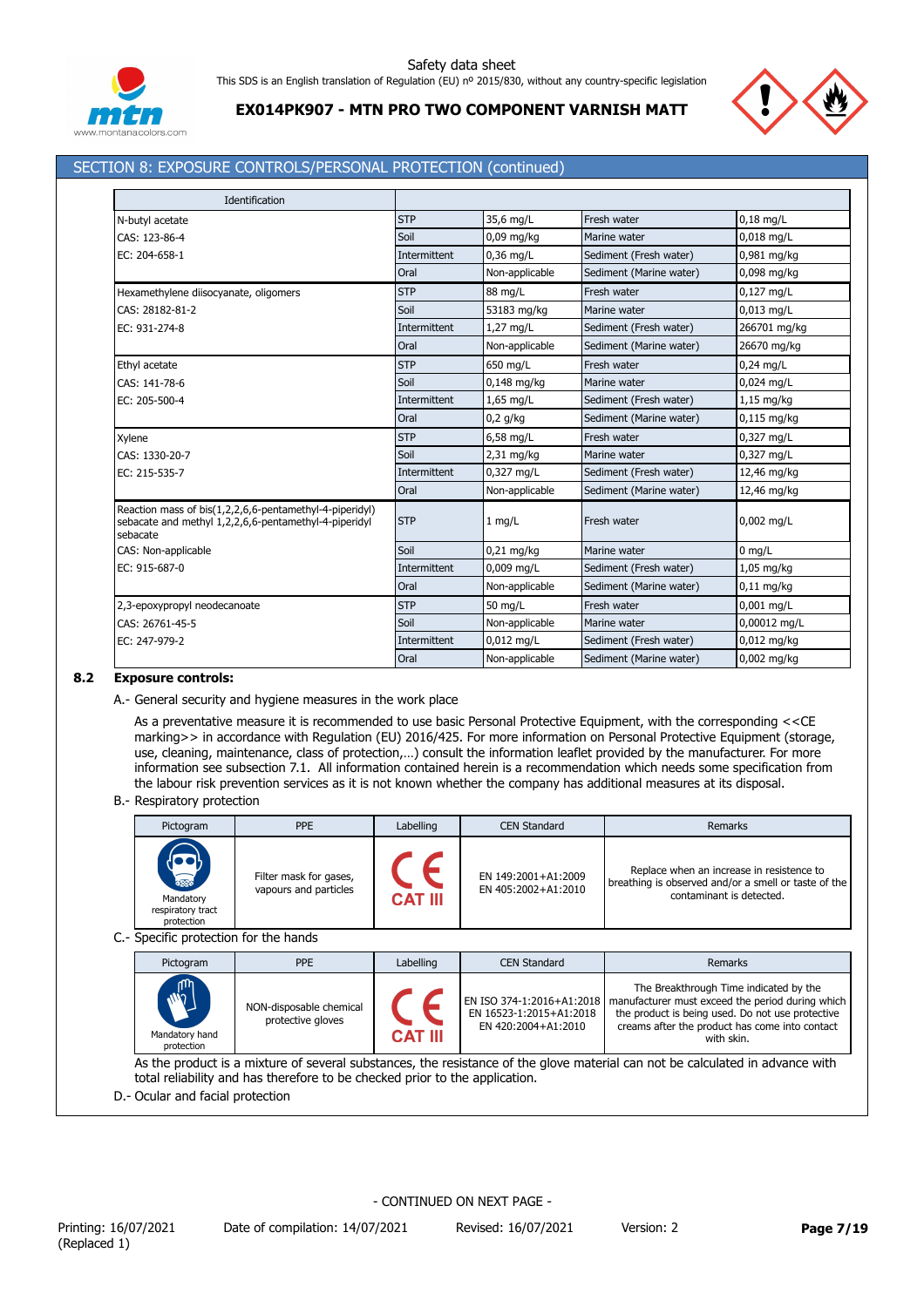## SECTION 8: EXPOSURE CONTROLS/PERSONAL PROTECTION (continued)

| Identification | | | | |
|---|---|---|---|---|
| N-butyl acetate | STP | 35,6 mg/L | Fresh water | 0,18 mg/L |
| CAS: 123-86-4 | Soil | 0,09 mg/kg | Marine water | 0,018 mg/L |
| EC: 204-658-1 | Intermittent | 0,36 mg/L | Sediment (Fresh water) | 0,981 mg/kg |
| | Oral | Non-applicable | Sediment (Marine water) | 0,098 mg/kg |
| Hexamethylene diisocyanate, oligomers | STP | 88 mg/L | Fresh water | 0,127 mg/L |
| CAS: 28182-81-2 | Soil | 53183 mg/kg | Marine water | 0,013 mg/L |
| EC: 931-274-8 | Intermittent | 1,27 mg/L | Sediment (Fresh water) | 266701 mg/kg |
| | Oral | Non-applicable | Sediment (Marine water) | 26670 mg/kg |
| Ethyl acetate | STP | 650 mg/L | Fresh water | 0,24 mg/L |
| CAS: 141-78-6 | Soil | 0,148 mg/kg | Marine water | 0,024 mg/L |
| EC: 205-500-4 | Intermittent | 1,65 mg/L | Sediment (Fresh water) | 1,15 mg/kg |
| | Oral | 0,2 g/kg | Sediment (Marine water) | 0,115 mg/kg |
| Xylene | STP | 6,58 mg/L | Fresh water | 0,327 mg/L |
| CAS: 1330-20-7 | Soil | 2,31 mg/kg | Marine water | 0,327 mg/L |
| EC: 215-535-7 | Intermittent | 0,327 mg/L | Sediment (Fresh water) | 12,46 mg/kg |
| | Oral | Non-applicable | Sediment (Marine water) | 12,46 mg/kg |
| Reaction mass of bis(1,2,2,6,6-pentamethyl-4-piperidyl) sebacate and methyl 1,2,2,6,6-pentamethyl-4-piperidyl sebacate | STP | 1 mg/L | Fresh water | 0,002 mg/L |
| CAS: Non-applicable | Soil | 0,21 mg/kg | Marine water | 0 mg/L |
| EC: 915-687-0 | Intermittent | 0,009 mg/L | Sediment (Fresh water) | 1,05 mg/kg |
| | Oral | Non-applicable | Sediment (Marine water) | 0,11 mg/kg |
| 2,3-epoxypropyl neodecanoate | STP | 50 mg/L | Fresh water | 0,001 mg/L |
| CAS: 26761-45-5 | Soil | Non-applicable | Marine water | 0,00012 mg/L |
| EC: 247-979-2 | Intermittent | 0,012 mg/L | Sediment (Fresh water) | 0,012 mg/kg |
| | Oral | Non-applicable | Sediment (Marine water) | 0,002 mg/kg |

### 8.2 Exposure controls:

A.- General security and hygiene measures in the work place

As a preventative measure it is recommended to use basic Personal Protective Equipment, with the corresponding <<CE marking>> in accordance with Regulation (EU) 2016/425. For more information on Personal Protective Equipment (storage, use, cleaning, maintenance, class of protection,…) consult the information leaflet provided by the manufacturer. For more information see subsection 7.1. All information contained herein is a recommendation which needs some specification from the labour risk prevention services as it is not known whether the company has additional measures at its disposal.

B.- Respiratory protection

| Pictogram | PPE | Labelling | CEN Standard | Remarks |
|---|---|---|---|---|
| Mandatory respiratory tract protection | Filter mask for gases, vapours and particles | CE CAT III | EN 149:2001+A1:2009<br>EN 405:2002+A1:2010 | Replace when an increase in resistence to breathing is observed and/or a smell or taste of the contaminant is detected. |

C.- Specific protection for the hands

| Pictogram | PPE | Labelling | CEN Standard | Remarks |
|---|---|---|---|---|
| Mandatory hand protection | NON-disposable chemical protective gloves | CE CAT III | EN ISO 374-1:2016+A1:2018<br>EN 16523-1:2015+A1:2018<br>EN 420:2004+A1:2010 | The Breakthrough Time indicated by the manufacturer must exceed the period during which the product is being used. Do not use protective creams after the product has come into contact with skin. |

As the product is a mixture of several substances, the resistance of the glove material can not be calculated in advance with total reliability and has therefore to be checked prior to the application.

D.- Ocular and facial protection

- CONTINUED ON NEXT PAGE -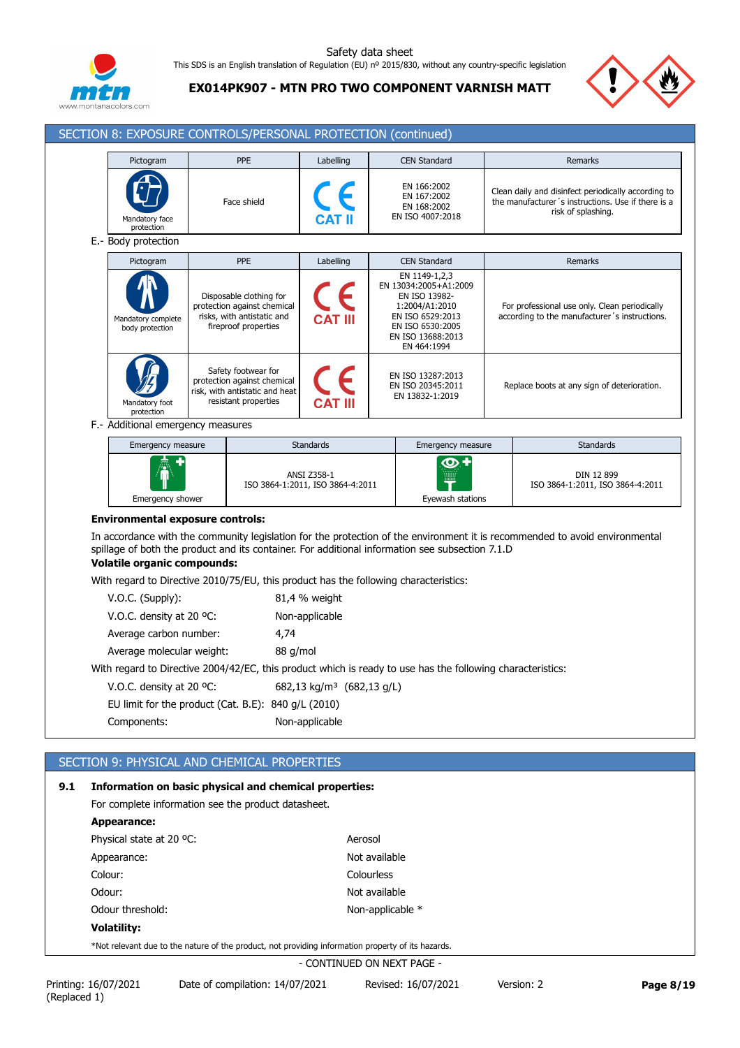## SECTION 8: EXPOSURE CONTROLS/PERSONAL PROTECTION (continued)

| Pictogram | PPE | Labelling | CEN Standard | Remarks |
|---|---|---|---|---|
| Mandatory face protection | Face shield | CAT II | EN 166:2002<br>EN 167:2002<br>EN 168:2002<br>EN ISO 4007:2018 | Clean daily and disinfect periodically according to the manufacturer´s instructions. Use if there is a risk of splashing. |

E.- Body protection

| Pictogram | PPE | Labelling | CEN Standard | Remarks |
|---|---|---|---|---|
| Mandatory complete body protection | Disposable clothing for protection against chemical risks, with antistatic and fireproof properties | CAT III | EN 1149-1,2,3<br>EN 13034:2005+A1:2009<br>EN ISO 13982-1:2004/A1:2010<br>EN ISO 6529:2013<br>EN ISO 6530:2005<br>EN ISO 13688:2013<br>EN 464:1994 | For professional use only. Clean periodically according to the manufacturer´s instructions. |
| Mandatory foot protection | Safety footwear for protection against chemical risk, with antistatic and heat resistant properties | CAT III | EN ISO 13287:2013<br>EN ISO 20345:2011<br>EN 13832-1:2019 | Replace boots at any sign of deterioration. |

F.- Additional emergency measures

| Emergency measure | Standards | Emergency measure | Standards |
|---|---|---|---|
| Emergency shower | ANSI Z358-1<br>ISO 3864-1:2011, ISO 3864-4:2011 | Eyewash stations | DIN 12 899<br>ISO 3864-1:2011, ISO 3864-4:2011 |

**Environmental exposure controls:**

In accordance with the community legislation for the protection of the environment it is recommended to avoid environmental spillage of both the product and its container. For additional information see subsection 7.1.D

**Volatile organic compounds:**

With regard to Directive 2010/75/EU, this product has the following characteristics:

| | |
|---|---|
| V.O.C. (Supply): | 81,4 % weight |
| V.O.C. density at 20 ºC: | Non-applicable |
| Average carbon number: | 4,74 |
| Average molecular weight: | 88 g/mol |

With regard to Directive 2004/42/EC, this product which is ready to use has the following characteristics:

| | |
|---|---|
| V.O.C. density at 20 ºC: | 682,13 kg/m³ (682,13 g/L) |
| EU limit for the product (Cat. B.E): | 840 g/L (2010) |
| Components: | Non-applicable |

## SECTION 9: PHYSICAL AND CHEMICAL PROPERTIES

**9.1 Information on basic physical and chemical properties:**

For complete information see the product datasheet.

**Appearance:**

| | |
|---|---|
| Physical state at 20 ºC: | Aerosol |
| Appearance: | Not available |
| Colour: | Colourless |
| Odour: | Not available |
| Odour threshold: | Non-applicable * |

**Volatility:**

*Not relevant due to the nature of the product, not providing information property of its hazards.

- CONTINUED ON NEXT PAGE -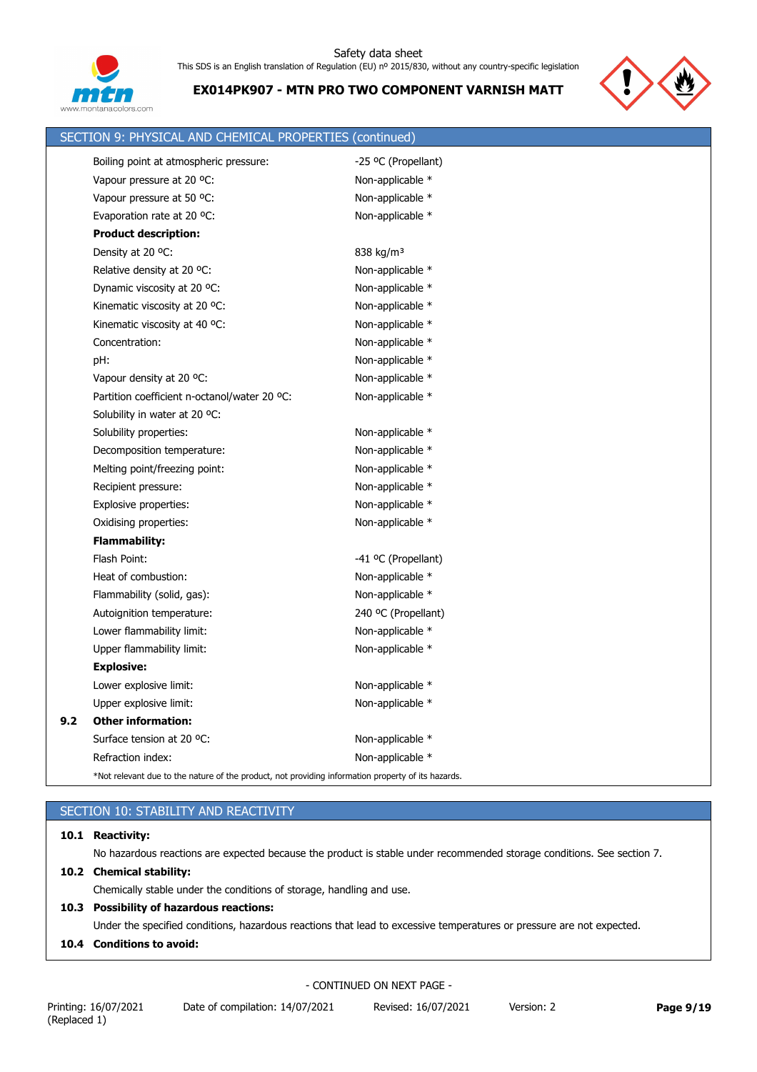## SECTION 9: PHYSICAL AND CHEMICAL PROPERTIES (continued)

| | | |
|---|---|---|
| | Boiling point at atmospheric pressure: | -25 ºC (Propellant) |
| | Vapour pressure at 20 ºC: | Non-applicable * |
| | Vapour pressure at 50 ºC: | Non-applicable * |
| | Evaporation rate at 20 ºC: | Non-applicable * |
| | **Product description:** | |
| | Density at 20 ºC: | 838 kg/m³ |
| | Relative density at 20 ºC: | Non-applicable * |
| | Dynamic viscosity at 20 ºC: | Non-applicable * |
| | Kinematic viscosity at 20 ºC: | Non-applicable * |
| | Kinematic viscosity at 40 ºC: | Non-applicable * |
| | Concentration: | Non-applicable * |
| | pH: | Non-applicable * |
| | Vapour density at 20 ºC: | Non-applicable * |
| | Partition coefficient n-octanol/water 20 ºC: | Non-applicable * |
| | Solubility in water at 20 ºC: | |
| | Solubility properties: | Non-applicable * |
| | Decomposition temperature: | Non-applicable * |
| | Melting point/freezing point: | Non-applicable * |
| | Recipient pressure: | Non-applicable * |
| | Explosive properties: | Non-applicable * |
| | Oxidising properties: | Non-applicable * |
| | **Flammability:** | |
| | Flash Point: | -41 ºC (Propellant) |
| | Heat of combustion: | Non-applicable * |
| | Flammability (solid, gas): | Non-applicable * |
| | Autoignition temperature: | 240 ºC (Propellant) |
| | Lower flammability limit: | Non-applicable * |
| | Upper flammability limit: | Non-applicable * |
| | **Explosive:** | |
| | Lower explosive limit: | Non-applicable * |
| | Upper explosive limit: | Non-applicable * |
| **9.2** | **Other information:** | |
| | Surface tension at 20 ºC: | Non-applicable * |
| | Refraction index: | Non-applicable * |

*Not relevant due to the nature of the product, not providing information property of its hazards.

## SECTION 10: STABILITY AND REACTIVITY

**10.1 Reactivity:**

No hazardous reactions are expected because the product is stable under recommended storage conditions. See section 7.

**10.2 Chemical stability:**

Chemically stable under the conditions of storage, handling and use.

**10.3 Possibility of hazardous reactions:**

Under the specified conditions, hazardous reactions that lead to excessive temperatures or pressure are not expected.

**10.4 Conditions to avoid:**

- CONTINUED ON NEXT PAGE -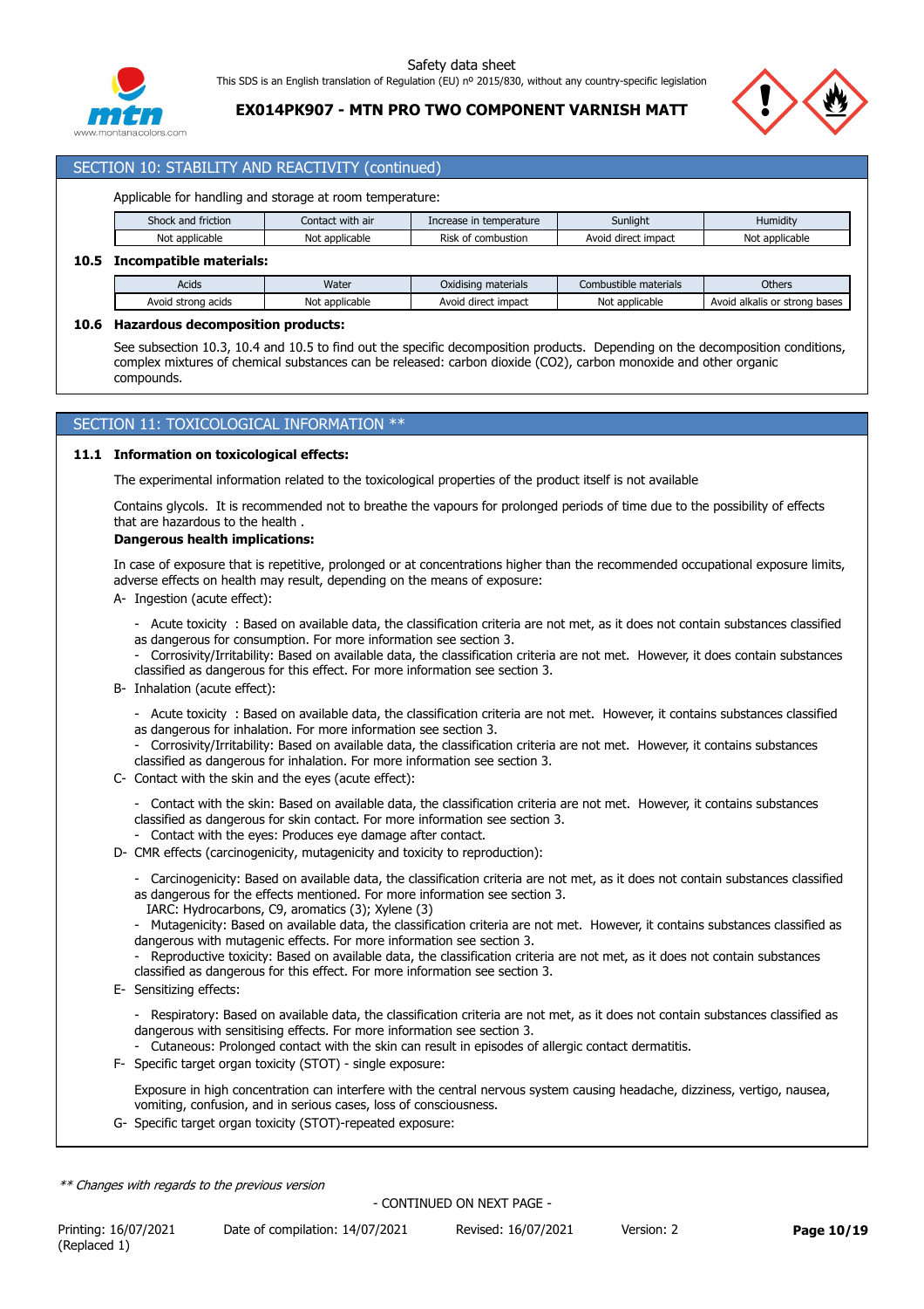## SECTION 10: STABILITY AND REACTIVITY (continued)

Applicable for handling and storage at room temperature:

| Shock and friction | Contact with air | Increase in temperature | Sunlight | Humidity |
|---|---|---|---|---|
| Not applicable | Not applicable | Risk of combustion | Avoid direct impact | Not applicable |

### 10.5 Incompatible materials:

| Acids | Water | Oxidising materials | Combustible materials | Others |
|---|---|---|---|---|
| Avoid strong acids | Not applicable | Avoid direct impact | Not applicable | Avoid alkalis or strong bases |

### 10.6 Hazardous decomposition products:

See subsection 10.3, 10.4 and 10.5 to find out the specific decomposition products. Depending on the decomposition conditions, complex mixtures of chemical substances can be released: carbon dioxide ($CO_2$), carbon monoxide and other organic compounds.

## SECTION 11: TOXICOLOGICAL INFORMATION **

### 11.1 Information on toxicological effects:

The experimental information related to the toxicological properties of the product itself is not available

Contains glycols. It is recommended not to breathe the vapours for prolonged periods of time due to the possibility of effects that are hazardous to the health .

**Dangerous health implications:**

In case of exposure that is repetitive, prolonged or at concentrations higher than the recommended occupational exposure limits, adverse effects on health may result, depending on the means of exposure:

A- Ingestion (acute effect):

- Acute toxicity : Based on available data, the classification criteria are not met, as it does not contain substances classified as dangerous for consumption. For more information see section 3.
- Corrosivity/Irritability: Based on available data, the classification criteria are not met. However, it does contain substances classified as dangerous for this effect. For more information see section 3.

B- Inhalation (acute effect):

- Acute toxicity : Based on available data, the classification criteria are not met. However, it contains substances classified as dangerous for inhalation. For more information see section 3.
- Corrosivity/Irritability: Based on available data, the classification criteria are not met. However, it contains substances classified as dangerous for inhalation. For more information see section 3.

C- Contact with the skin and the eyes (acute effect):

- Contact with the skin: Based on available data, the classification criteria are not met. However, it contains substances classified as dangerous for skin contact. For more information see section 3.
- Contact with the eyes: Produces eye damage after contact.

D- CMR effects (carcinogenicity, mutagenicity and toxicity to reproduction):

- Carcinogenicity: Based on available data, the classification criteria are not met, as it does not contain substances classified as dangerous for the effects mentioned. For more information see section 3.
  IARC: Hydrocarbons, C9, aromatics (3); Xylene (3)
- Mutagenicity: Based on available data, the classification criteria are not met. However, it contains substances classified as dangerous with mutagenic effects. For more information see section 3.
- Reproductive toxicity: Based on available data, the classification criteria are not met, as it does not contain substances classified as dangerous for this effect. For more information see section 3.

E- Sensitizing effects:

- Respiratory: Based on available data, the classification criteria are not met, as it does not contain substances classified as dangerous with sensitising effects. For more information see section 3.
- Cutaneous: Prolonged contact with the skin can result in episodes of allergic contact dermatitis.

F- Specific target organ toxicity (STOT) - single exposure:

Exposure in high concentration can interfere with the central nervous system causing headache, dizziness, vertigo, nausea, vomiting, confusion, and in serious cases, loss of consciousness.

G- Specific target organ toxicity (STOT)-repeated exposure:

*** Changes with regards to the previous version*

- CONTINUED ON NEXT PAGE -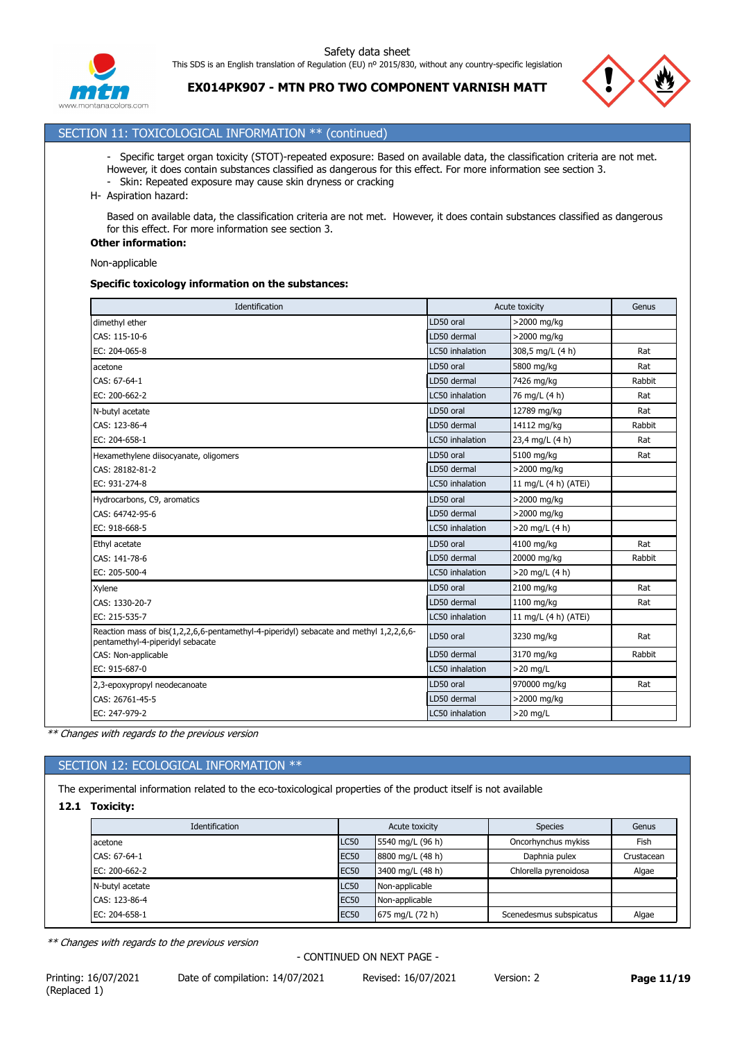## SECTION 11: TOXICOLOGICAL INFORMATION ** (continued)

- Specific target organ toxicity (STOT)-repeated exposure: Based on available data, the classification criteria are not met. However, it does contain substances classified as dangerous for this effect. For more information see section 3.
- Skin: Repeated exposure may cause skin dryness or cracking

H- Aspiration hazard:

Based on available data, the classification criteria are not met. However, it does contain substances classified as dangerous for this effect. For more information see section 3.

**Other information:**

Non-applicable

**Specific toxicology information on the substances:**

| Identification | Acute toxicity | | Genus |
|---|---|---|---|
| dimethyl ether | LD50 oral | >2000 mg/kg | |
| CAS: 115-10-6 | LD50 dermal | >2000 mg/kg | |
| EC: 204-065-8 | LC50 inhalation | 308,5 mg/L (4 h) | Rat |
| acetone | LD50 oral | 5800 mg/kg | Rat |
| CAS: 67-64-1 | LD50 dermal | 7426 mg/kg | Rabbit |
| EC: 200-662-2 | LC50 inhalation | 76 mg/L (4 h) | Rat |
| N-butyl acetate | LD50 oral | 12789 mg/kg | Rat |
| CAS: 123-86-4 | LD50 dermal | 14112 mg/kg | Rabbit |
| EC: 204-658-1 | LC50 inhalation | 23,4 mg/L (4 h) | Rat |
| Hexamethylene diisocyanate, oligomers | LD50 oral | 5100 mg/kg | Rat |
| CAS: 28182-81-2 | LD50 dermal | >2000 mg/kg | |
| EC: 931-274-8 | LC50 inhalation | 11 mg/L (4 h) (ATEi) | |
| Hydrocarbons, C9, aromatics | LD50 oral | >2000 mg/kg | |
| CAS: 64742-95-6 | LD50 dermal | >2000 mg/kg | |
| EC: 918-668-5 | LC50 inhalation | >20 mg/L (4 h) | |
| Ethyl acetate | LD50 oral | 4100 mg/kg | Rat |
| CAS: 141-78-6 | LD50 dermal | 20000 mg/kg | Rabbit |
| EC: 205-500-4 | LC50 inhalation | >20 mg/L (4 h) | |
| Xylene | LD50 oral | 2100 mg/kg | Rat |
| CAS: 1330-20-7 | LD50 dermal | 1100 mg/kg | Rat |
| EC: 215-535-7 | LC50 inhalation | 11 mg/L (4 h) (ATEi) | |
| Reaction mass of bis(1,2,2,6,6-pentamethyl-4-piperidyl) sebacate and methyl 1,2,2,6,6-pentamethyl-4-piperidyl sebacate | LD50 oral | 3230 mg/kg | Rat |
| CAS: Non-applicable | LD50 dermal | 3170 mg/kg | Rabbit |
| EC: 915-687-0 | LC50 inhalation | >20 mg/L | |
| 2,3-epoxypropyl neodecanoate | LD50 oral | 970000 mg/kg | Rat |
| CAS: 26761-45-5 | LD50 dermal | >2000 mg/kg | |
| EC: 247-979-2 | LC50 inhalation | >20 mg/L | |

*** Changes with regards to the previous version*

## SECTION 12: ECOLOGICAL INFORMATION **

The experimental information related to the eco-toxicological properties of the product itself is not available

### 12.1 Toxicity:

| Identification | Acute toxicity | | Species | Genus |
|---|---|---|---|---|
| acetone | LC50 | 5540 mg/L (96 h) | Oncorhynchus mykiss | Fish |
| CAS: 67-64-1 | EC50 | 8800 mg/L (48 h) | Daphnia pulex | Crustacean |
| EC: 200-662-2 | EC50 | 3400 mg/L (48 h) | Chlorella pyrenoidosa | Algae |
| N-butyl acetate | LC50 | Non-applicable | | |
| CAS: 123-86-4 | EC50 | Non-applicable | | |
| EC: 204-658-1 | EC50 | 675 mg/L (72 h) | Scenedesmus subspicatus | Algae |

*** Changes with regards to the previous version*

- CONTINUED ON NEXT PAGE -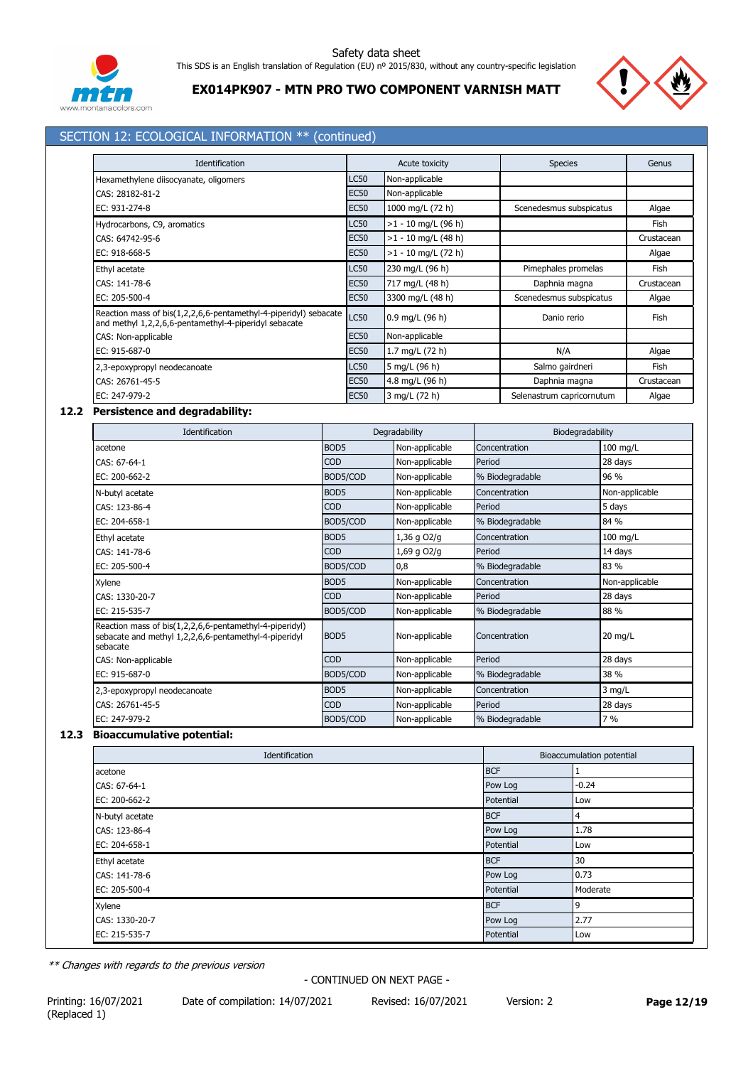## SECTION 12: ECOLOGICAL INFORMATION ** (continued)

| Identification | Acute toxicity | | Species | Genus |
|---|---|---|---|---|
| Hexamethylene diisocyanate, oligomers | LC50 | Non-applicable | | |
| CAS: 28182-81-2 | EC50 | Non-applicable | | |
| EC: 931-274-8 | EC50 | 1000 mg/L (72 h) | Scenedesmus subspicatus | Algae |
| Hydrocarbons, C9, aromatics | LC50 | >1 - 10 mg/L (96 h) | | Fish |
| CAS: 64742-95-6 | EC50 | >1 - 10 mg/L (48 h) | | Crustacean |
| EC: 918-668-5 | EC50 | >1 - 10 mg/L (72 h) | | Algae |
| Ethyl acetate | LC50 | 230 mg/L (96 h) | Pimephales promelas | Fish |
| CAS: 141-78-6 | EC50 | 717 mg/L (48 h) | Daphnia magna | Crustacean |
| EC: 205-500-4 | EC50 | 3300 mg/L (48 h) | Scenedesmus subspicatus | Algae |
| Reaction mass of bis(1,2,2,6,6-pentamethyl-4-piperidyl) sebacate and methyl 1,2,2,6,6-pentamethyl-4-piperidyl sebacate | LC50 | 0.9 mg/L (96 h) | Danio rerio | Fish |
| CAS: Non-applicable | EC50 | Non-applicable | | |
| EC: 915-687-0 | EC50 | 1.7 mg/L (72 h) | N/A | Algae |
| 2,3-epoxypropyl neodecanoate | LC50 | 5 mg/L (96 h) | Salmo gairdneri | Fish |
| CAS: 26761-45-5 | EC50 | 4.8 mg/L (96 h) | Daphnia magna | Crustacean |
| EC: 247-979-2 | EC50 | 3 mg/L (72 h) | Selenastrum capricornutum | Algae |

### 12.2 Persistence and degradability:

| Identification | Degradability | | Biodegradability | |
|---|---|---|---|---|
| acetone | BOD5 | Non-applicable | Concentration | 100 mg/L |
| CAS: 67-64-1 | COD | Non-applicable | Period | 28 days |
| EC: 200-662-2 | BOD5/COD | Non-applicable | % Biodegradable | 96 % |
| N-butyl acetate | BOD5 | Non-applicable | Concentration | Non-applicable |
| CAS: 123-86-4 | COD | Non-applicable | Period | 5 days |
| EC: 204-658-1 | BOD5/COD | Non-applicable | % Biodegradable | 84 % |
| Ethyl acetate | BOD5 | 1,36 g O2/g | Concentration | 100 mg/L |
| CAS: 141-78-6 | COD | 1,69 g O2/g | Period | 14 days |
| EC: 205-500-4 | BOD5/COD | 0,8 | % Biodegradable | 83 % |
| Xylene | BOD5 | Non-applicable | Concentration | Non-applicable |
| CAS: 1330-20-7 | COD | Non-applicable | Period | 28 days |
| EC: 215-535-7 | BOD5/COD | Non-applicable | % Biodegradable | 88 % |
| Reaction mass of bis(1,2,2,6,6-pentamethyl-4-piperidyl) sebacate and methyl 1,2,2,6,6-pentamethyl-4-piperidyl sebacate | BOD5 | Non-applicable | Concentration | 20 mg/L |
| CAS: Non-applicable | COD | Non-applicable | Period | 28 days |
| EC: 915-687-0 | BOD5/COD | Non-applicable | % Biodegradable | 38 % |
| 2,3-epoxypropyl neodecanoate | BOD5 | Non-applicable | Concentration | 3 mg/L |
| CAS: 26761-45-5 | COD | Non-applicable | Period | 28 days |
| EC: 247-979-2 | BOD5/COD | Non-applicable | % Biodegradable | 7 % |

### 12.3 Bioaccumulative potential:

| Identification | Bioaccumulation potential | |
|---|---|---|
| acetone | BCF | 1 |
| CAS: 67-64-1 | Pow Log | -0.24 |
| EC: 200-662-2 | Potential | Low |
| N-butyl acetate | BCF | 4 |
| CAS: 123-86-4 | Pow Log | 1.78 |
| EC: 204-658-1 | Potential | Low |
| Ethyl acetate | BCF | 30 |
| CAS: 141-78-6 | Pow Log | 0.73 |
| EC: 205-500-4 | Potential | Moderate |
| Xylene | BCF | 9 |
| CAS: 1330-20-7 | Pow Log | 2.77 |
| EC: 215-535-7 | Potential | Low |

*** Changes with regards to the previous version*

- CONTINUED ON NEXT PAGE -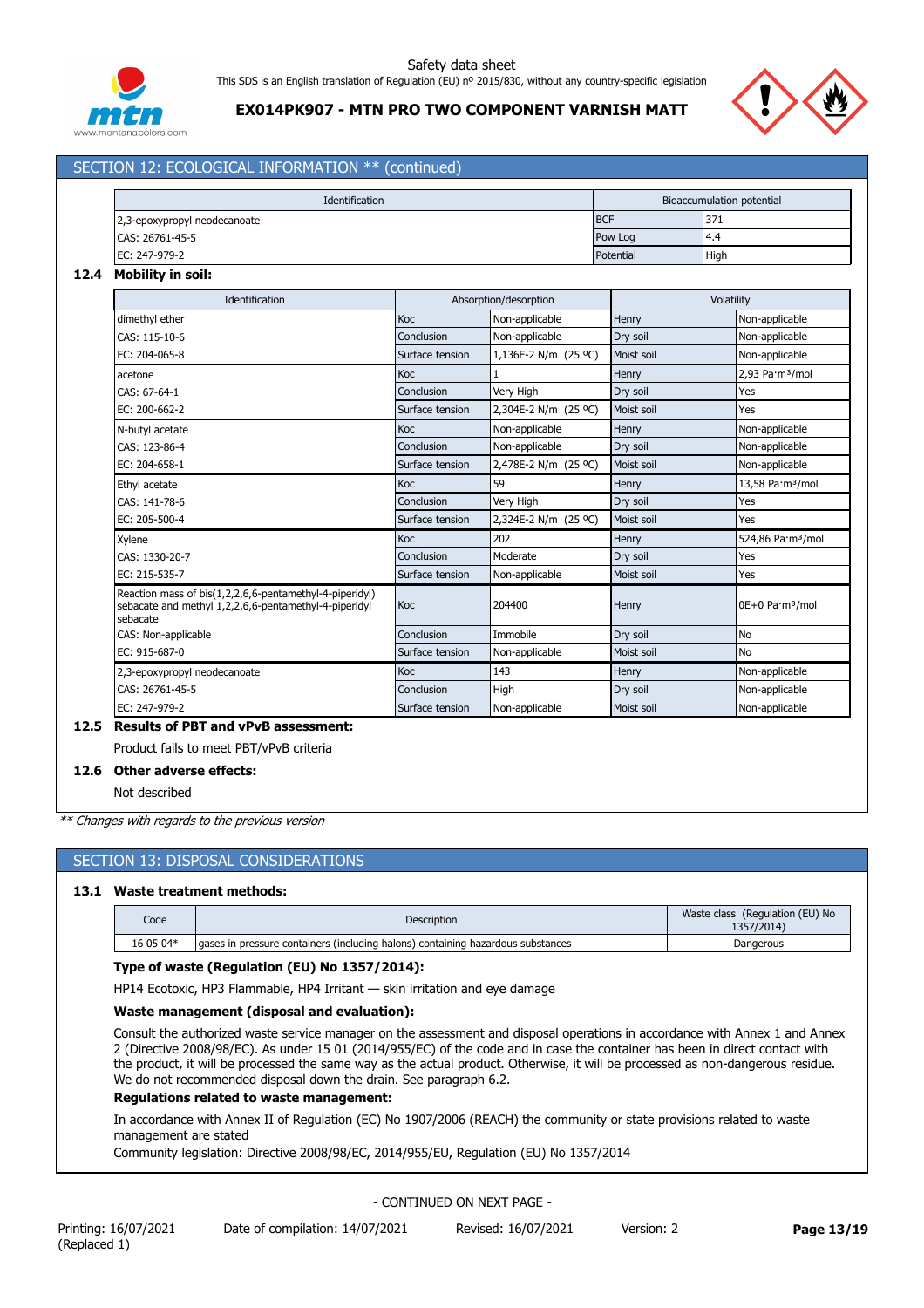## SECTION 12: ECOLOGICAL INFORMATION ** (continued)

| Identification | Bioaccumulation potential | |
|---|---|---|
| 2,3-epoxypropyl neodecanoate | BCF | 371 |
| CAS: 26761-45-5 | Pow Log | 4.4 |
| EC: 247-979-2 | Potential | High |

### 12.4 Mobility in soil:

| Identification | Absorption/desorption | | Volatility | |
|---|---|---|---|---|
| dimethyl ether | Koc | Non-applicable | Henry | Non-applicable |
| CAS: 115-10-6 | Conclusion | Non-applicable | Dry soil | Non-applicable |
| EC: 204-065-8 | Surface tension | 1,136E-2 N/m (25 ºC) | Moist soil | Non-applicable |
| acetone | Koc | 1 | Henry | 2,93 Pa·m³/mol |
| CAS: 67-64-1 | Conclusion | Very High | Dry soil | Yes |
| EC: 200-662-2 | Surface tension | 2,304E-2 N/m (25 ºC) | Moist soil | Yes |
| N-butyl acetate | Koc | Non-applicable | Henry | Non-applicable |
| CAS: 123-86-4 | Conclusion | Non-applicable | Dry soil | Non-applicable |
| EC: 204-658-1 | Surface tension | 2,478E-2 N/m (25 ºC) | Moist soil | Non-applicable |
| Ethyl acetate | Koc | 59 | Henry | 13,58 Pa·m³/mol |
| CAS: 141-78-6 | Conclusion | Very High | Dry soil | Yes |
| EC: 205-500-4 | Surface tension | 2,324E-2 N/m (25 ºC) | Moist soil | Yes |
| Xylene | Koc | 202 | Henry | 524,86 Pa·m³/mol |
| CAS: 1330-20-7 | Conclusion | Moderate | Dry soil | Yes |
| EC: 215-535-7 | Surface tension | Non-applicable | Moist soil | Yes |
| Reaction mass of bis(1,2,2,6,6-pentamethyl-4-piperidyl) sebacate and methyl 1,2,2,6,6-pentamethyl-4-piperidyl sebacate | Koc | 204400 | Henry | 0E+0 Pa·m³/mol |
| CAS: Non-applicable | Conclusion | Immobile | Dry soil | No |
| EC: 915-687-0 | Surface tension | Non-applicable | Moist soil | No |
| 2,3-epoxypropyl neodecanoate | Koc | 143 | Henry | Non-applicable |
| CAS: 26761-45-5 | Conclusion | High | Dry soil | Non-applicable |
| EC: 247-979-2 | Surface tension | Non-applicable | Moist soil | Non-applicable |

### 12.5 Results of PBT and vPvB assessment:

Product fails to meet PBT/vPvB criteria

### 12.6 Other adverse effects:

Not described

*** Changes with regards to the previous version*

## SECTION 13: DISPOSAL CONSIDERATIONS

### 13.1 Waste treatment methods:

| Code | Description | Waste class (Regulation (EU) No 1357/2014) |
|---|---|---|
| 16 05 04* | gases in pressure containers (including halons) containing hazardous substances | Dangerous |

**Type of waste (Regulation (EU) No 1357/2014):**

HP14 Ecotoxic, HP3 Flammable, HP4 Irritant — skin irritation and eye damage

**Waste management (disposal and evaluation):**

Consult the authorized waste service manager on the assessment and disposal operations in accordance with Annex 1 and Annex 2 (Directive 2008/98/EC). As under 15 01 (2014/955/EC) of the code and in case the container has been in direct contact with the product, it will be processed the same way as the actual product. Otherwise, it will be processed as non-dangerous residue. We do not recommended disposal down the drain. See paragraph 6.2.

**Regulations related to waste management:**

In accordance with Annex II of Regulation (EC) No 1907/2006 (REACH) the community or state provisions related to waste management are stated

Community legislation: Directive 2008/98/EC, 2014/955/EU, Regulation (EU) No 1357/2014

- CONTINUED ON NEXT PAGE -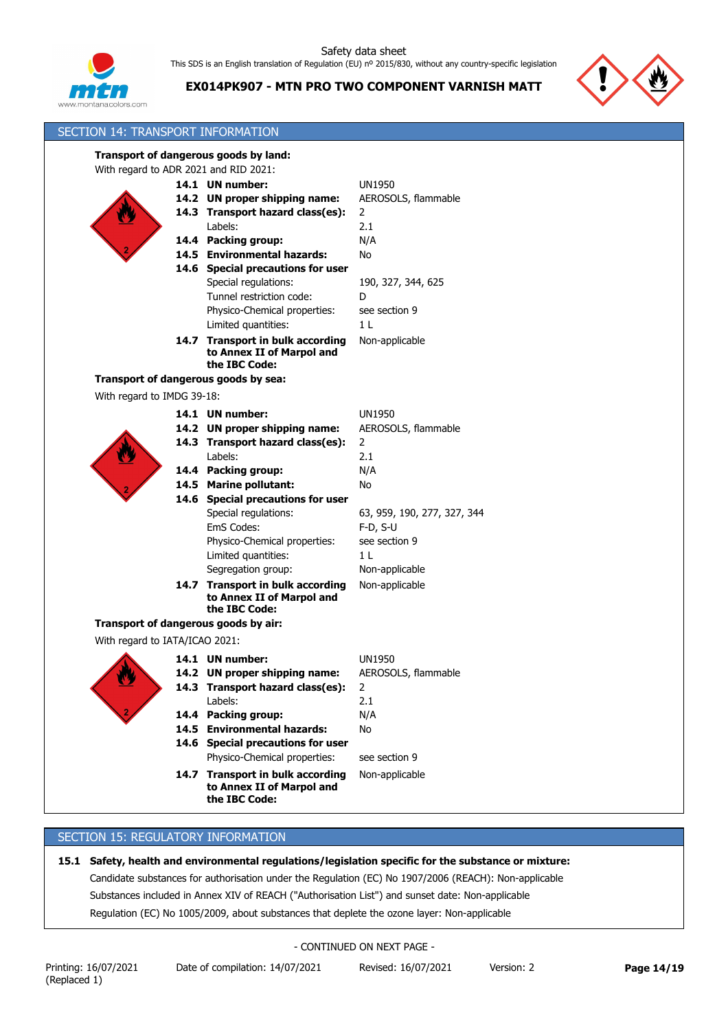## SECTION 14: TRANSPORT INFORMATION

**Transport of dangerous goods by land:**

With regard to ADR 2021 and RID 2021:

| | |
|---|---|
| **14.1 UN number:** | UN1950 |
| **14.2 UN proper shipping name:** | AEROSOLS, flammable |
| **14.3 Transport hazard class(es):** | 2 |
| Labels: | 2.1 |
| **14.4 Packing group:** | N/A |
| **14.5 Environmental hazards:** | No |
| **14.6 Special precautions for user** | |
| Special regulations: | 190, 327, 344, 625 |
| Tunnel restriction code: | D |
| Physico-Chemical properties: | see section 9 |
| Limited quantities: | 1 L |
| **14.7 Transport in bulk according to Annex II of Marpol and the IBC Code:** | Non-applicable |

**Transport of dangerous goods by sea:**

With regard to IMDG 39-18:

| | |
|---|---|
| **14.1 UN number:** | UN1950 |
| **14.2 UN proper shipping name:** | AEROSOLS, flammable |
| **14.3 Transport hazard class(es):** | 2 |
| Labels: | 2.1 |
| **14.4 Packing group:** | N/A |
| **14.5 Marine pollutant:** | No |
| **14.6 Special precautions for user** | |
| Special regulations: | 63, 959, 190, 277, 327, 344 |
| EmS Codes: | F-D, S-U |
| Physico-Chemical properties: | see section 9 |
| Limited quantities: | 1 L |
| Segregation group: | Non-applicable |
| **14.7 Transport in bulk according to Annex II of Marpol and the IBC Code:** | Non-applicable |

**Transport of dangerous goods by air:**

With regard to IATA/ICAO 2021:

| | |
|---|---|
| **14.1 UN number:** | UN1950 |
| **14.2 UN proper shipping name:** | AEROSOLS, flammable |
| **14.3 Transport hazard class(es):** | 2 |
| Labels: | 2.1 |
| **14.4 Packing group:** | N/A |
| **14.5 Environmental hazards:** | No |
| **14.6 Special precautions for user** | |
| Physico-Chemical properties: | see section 9 |
| **14.7 Transport in bulk according to Annex II of Marpol and the IBC Code:** | Non-applicable |

## SECTION 15: REGULATORY INFORMATION

**15.1 Safety, health and environmental regulations/legislation specific for the substance or mixture:**

Candidate substances for authorisation under the Regulation (EC) No 1907/2006 (REACH): Non-applicable

Substances included in Annex XIV of REACH ("Authorisation List") and sunset date: Non-applicable

Regulation (EC) No 1005/2009, about substances that deplete the ozone layer: Non-applicable

- CONTINUED ON NEXT PAGE -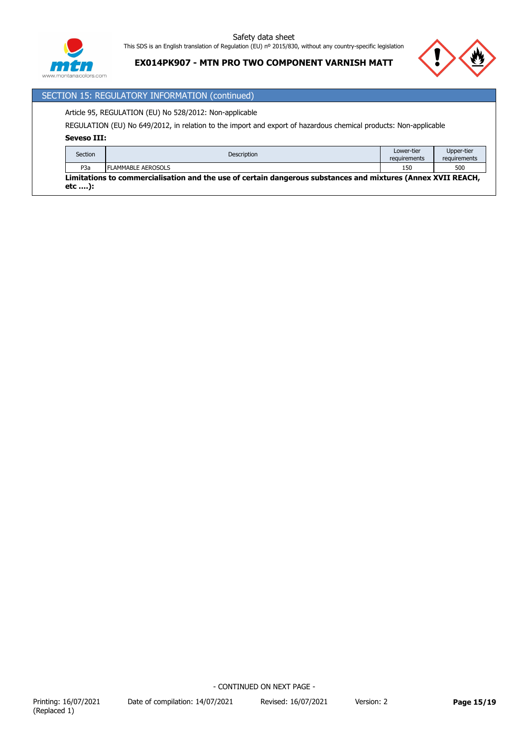## SECTION 15: REGULATORY INFORMATION (continued)

Article 95, REGULATION (EU) No 528/2012: Non-applicable

REGULATION (EU) No 649/2012, in relation to the import and export of hazardous chemical products: Non-applicable

**Seveso III:**

| Section | Description | Lower-tier requirements | Upper-tier requirements |
|---|---|---|---|
| P3a | FLAMMABLE AEROSOLS | 150 | 500 |

**Limitations to commercialisation and the use of certain dangerous substances and mixtures (Annex XVII REACH, etc ….):**

- CONTINUED ON NEXT PAGE -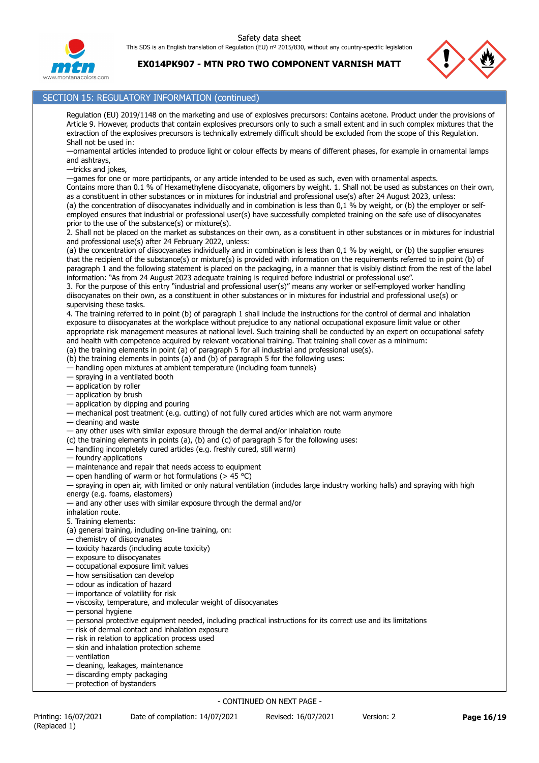## SECTION 15: REGULATORY INFORMATION (continued)

Regulation (EU) 2019/1148 on the marketing and use of explosives precursors: Contains acetone. Product under the provisions of Article 9. However, products that contain explosives precursors only to such a small extent and in such complex mixtures that the extraction of the explosives precursors is technically extremely difficult should be excluded from the scope of this Regulation.
Shall not be used in:
—ornamental articles intended to produce light or colour effects by means of different phases, for example in ornamental lamps and ashtrays,
—tricks and jokes,
—games for one or more participants, or any article intended to be used as such, even with ornamental aspects.
Contains more than 0.1 % of Hexamethylene diisocyanate, oligomers by weight. 1. Shall not be used as substances on their own, as a constituent in other substances or in mixtures for industrial and professional use(s) after 24 August 2023, unless:
(a) the concentration of diisocyanates individually and in combination is less than 0,1 % by weight, or (b) the employer or self-employed ensures that industrial or professional user(s) have successfully completed training on the safe use of diisocyanates prior to the use of the substance(s) or mixture(s).
2. Shall not be placed on the market as substances on their own, as a constituent in other substances or in mixtures for industrial and professional use(s) after 24 February 2022, unless:
(a) the concentration of diisocyanates individually and in combination is less than 0,1 % by weight, or (b) the supplier ensures that the recipient of the substance(s) or mixture(s) is provided with information on the requirements referred to in point (b) of paragraph 1 and the following statement is placed on the packaging, in a manner that is visibly distinct from the rest of the label information: "As from 24 August 2023 adequate training is required before industrial or professional use".
3. For the purpose of this entry "industrial and professional user(s)" means any worker or self-employed worker handling diisocyanates on their own, as a constituent in other substances or in mixtures for industrial and professional use(s) or supervising these tasks.
4. The training referred to in point (b) of paragraph 1 shall include the instructions for the control of dermal and inhalation exposure to diisocyanates at the workplace without prejudice to any national occupational exposure limit value or other appropriate risk management measures at national level. Such training shall be conducted by an expert on occupational safety and health with competence acquired by relevant vocational training. That training shall cover as a minimum:
(a) the training elements in point (a) of paragraph 5 for all industrial and professional use(s).
(b) the training elements in points (a) and (b) of paragraph 5 for the following uses:
— handling open mixtures at ambient temperature (including foam tunnels)
— spraying in a ventilated booth
— application by roller
— application by brush
— application by dipping and pouring
— mechanical post treatment (e.g. cutting) of not fully cured articles which are not warm anymore
— cleaning and waste
— any other uses with similar exposure through the dermal and/or inhalation route
(c) the training elements in points (a), (b) and (c) of paragraph 5 for the following uses:
— handling incompletely cured articles (e.g. freshly cured, still warm)
— foundry applications
— maintenance and repair that needs access to equipment
— open handling of warm or hot formulations (> 45 °C)
— spraying in open air, with limited or only natural ventilation (includes large industry working halls) and spraying with high energy (e.g. foams, elastomers)
— and any other uses with similar exposure through the dermal and/or inhalation route.
5. Training elements:
(a) general training, including on-line training, on:
— chemistry of diisocyanates
— toxicity hazards (including acute toxicity)
— exposure to diisocyanates
— occupational exposure limit values
— how sensitisation can develop
— odour as indication of hazard
— importance of volatility for risk
— viscosity, temperature, and molecular weight of diisocyanates
— personal hygiene
— personal protective equipment needed, including practical instructions for its correct use and its limitations
— risk of dermal contact and inhalation exposure
— risk in relation to application process used
— skin and inhalation protection scheme
— ventilation
— cleaning, leakages, maintenance
— discarding empty packaging
— protection of bystanders

- CONTINUED ON NEXT PAGE -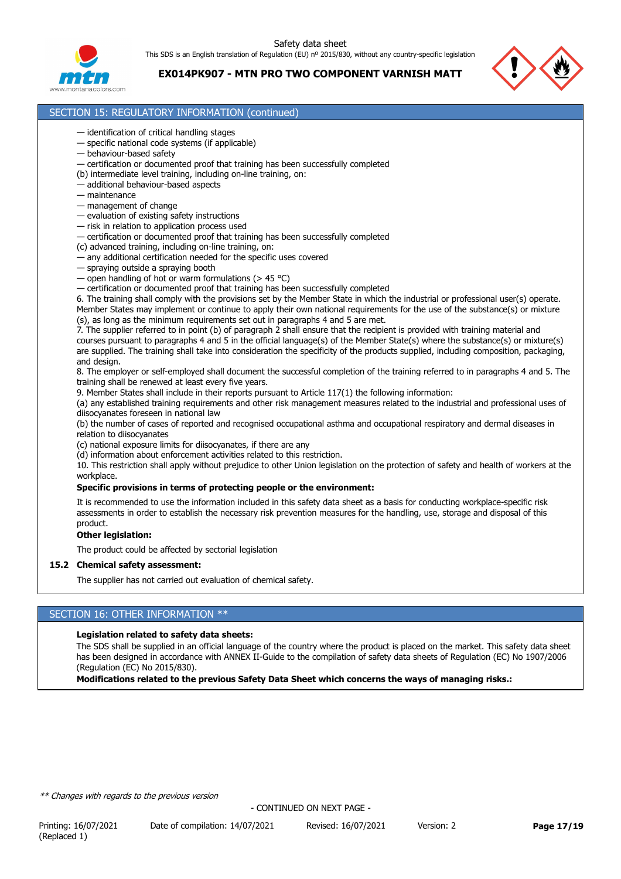## SECTION 15: REGULATORY INFORMATION (continued)

— identification of critical handling stages
— specific national code systems (if applicable)
— behaviour-based safety
— certification or documented proof that training has been successfully completed
(b) intermediate level training, including on-line training, on:
— additional behaviour-based aspects
— maintenance
— management of change
— evaluation of existing safety instructions
— risk in relation to application process used
— certification or documented proof that training has been successfully completed
(c) advanced training, including on-line training, on:
— any additional certification needed for the specific uses covered
— spraying outside a spraying booth
— open handling of hot or warm formulations (> 45 °C)
— certification or documented proof that training has been successfully completed
6. The training shall comply with the provisions set by the Member State in which the industrial or professional user(s) operate. Member States may implement or continue to apply their own national requirements for the use of the substance(s) or mixture (s), as long as the minimum requirements set out in paragraphs 4 and 5 are met.
7. The supplier referred to in point (b) of paragraph 2 shall ensure that the recipient is provided with training material and courses pursuant to paragraphs 4 and 5 in the official language(s) of the Member State(s) where the substance(s) or mixture(s) are supplied. The training shall take into consideration the specificity of the products supplied, including composition, packaging, and design.
8. The employer or self-employed shall document the successful completion of the training referred to in paragraphs 4 and 5. The training shall be renewed at least every five years.
9. Member States shall include in their reports pursuant to Article 117(1) the following information:
(a) any established training requirements and other risk management measures related to the industrial and professional uses of diisocyanates foreseen in national law
(b) the number of cases of reported and recognised occupational asthma and occupational respiratory and dermal diseases in relation to diisocyanates
(c) national exposure limits for diisocyanates, if there are any
(d) information about enforcement activities related to this restriction.
10. This restriction shall apply without prejudice to other Union legislation on the protection of safety and health of workers at the workplace.

**Specific provisions in terms of protecting people or the environment:**

It is recommended to use the information included in this safety data sheet as a basis for conducting workplace-specific risk assessments in order to establish the necessary risk prevention measures for the handling, use, storage and disposal of this product.

**Other legislation:**

The product could be affected by sectorial legislation

### 15.2 Chemical safety assessment:

The supplier has not carried out evaluation of chemical safety.

## SECTION 16: OTHER INFORMATION **

**Legislation related to safety data sheets:**

The SDS shall be supplied in an official language of the country where the product is placed on the market. This safety data sheet has been designed in accordance with ANNEX II-Guide to the compilation of safety data sheets of Regulation (EC) No 1907/2006 (Regulation (EC) No 2015/830).

**Modifications related to the previous Safety Data Sheet which concerns the ways of managing risks.:**

*** Changes with regards to the previous version*

- CONTINUED ON NEXT PAGE -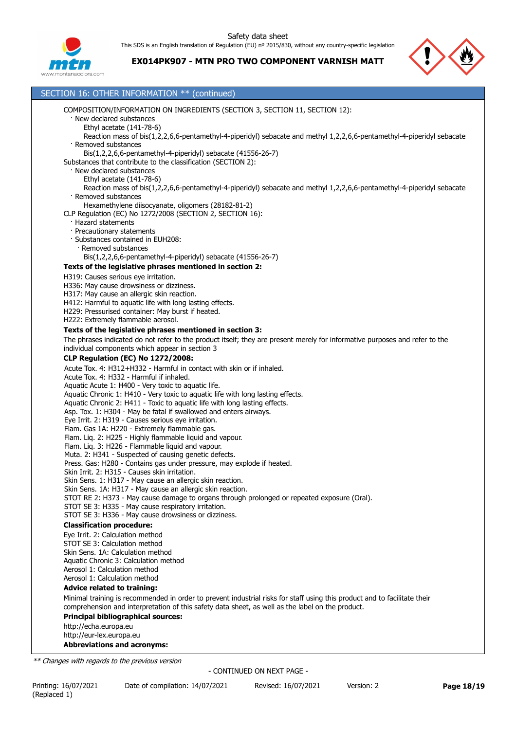## SECTION 16: OTHER INFORMATION ** (continued)

COMPOSITION/INFORMATION ON INGREDIENTS (SECTION 3, SECTION 11, SECTION 12):
- New declared substances
  - Ethyl acetate (141-78-6)
  - Reaction mass of bis(1,2,2,6,6-pentamethyl-4-piperidyl) sebacate and methyl 1,2,2,6,6-pentamethyl-4-piperidyl sebacate
- Removed substances
  - Bis(1,2,2,6,6-pentamethyl-4-piperidyl) sebacate (41556-26-7)

Substances that contribute to the classification (SECTION 2):
- New declared substances
  - Ethyl acetate (141-78-6)
  - Reaction mass of bis(1,2,2,6,6-pentamethyl-4-piperidyl) sebacate and methyl 1,2,2,6,6-pentamethyl-4-piperidyl sebacate
- Removed substances
  - Hexamethylene diisocyanate, oligomers (28182-81-2)

CLP Regulation (EC) No 1272/2008 (SECTION 2, SECTION 16):
- Hazard statements
- Precautionary statements
- Substances contained in EUH208:
  - Removed substances
    - Bis(1,2,2,6,6-pentamethyl-4-piperidyl) sebacate (41556-26-7)

**Texts of the legislative phrases mentioned in section 2:**

H319: Causes serious eye irritation.
H336: May cause drowsiness or dizziness.
H317: May cause an allergic skin reaction.
H412: Harmful to aquatic life with long lasting effects.
H229: Pressurised container: May burst if heated.
H222: Extremely flammable aerosol.

**Texts of the legislative phrases mentioned in section 3:**

The phrases indicated do not refer to the product itself; they are present merely for informative purposes and refer to the individual components which appear in section 3

**CLP Regulation (EC) No 1272/2008:**

Acute Tox. 4: H312+H332 - Harmful in contact with skin or if inhaled.
Acute Tox. 4: H332 - Harmful if inhaled.
Aquatic Acute 1: H400 - Very toxic to aquatic life.
Aquatic Chronic 1: H410 - Very toxic to aquatic life with long lasting effects.
Aquatic Chronic 2: H411 - Toxic to aquatic life with long lasting effects.
Asp. Tox. 1: H304 - May be fatal if swallowed and enters airways.
Eye Irrit. 2: H319 - Causes serious eye irritation.
Flam. Gas 1A: H220 - Extremely flammable gas.
Flam. Liq. 2: H225 - Highly flammable liquid and vapour.
Flam. Liq. 3: H226 - Flammable liquid and vapour.
Muta. 2: H341 - Suspected of causing genetic defects.
Press. Gas: H280 - Contains gas under pressure, may explode if heated.
Skin Irrit. 2: H315 - Causes skin irritation.
Skin Sens. 1: H317 - May cause an allergic skin reaction.
Skin Sens. 1A: H317 - May cause an allergic skin reaction.
STOT RE 2: H373 - May cause damage to organs through prolonged or repeated exposure (Oral).
STOT SE 3: H335 - May cause respiratory irritation.
STOT SE 3: H336 - May cause drowsiness or dizziness.

**Classification procedure:**

Eye Irrit. 2: Calculation method
STOT SE 3: Calculation method
Skin Sens. 1A: Calculation method
Aquatic Chronic 3: Calculation method
Aerosol 1: Calculation method
Aerosol 1: Calculation method

**Advice related to training:**

Minimal training is recommended in order to prevent industrial risks for staff using this product and to facilitate their comprehension and interpretation of this safety data sheet, as well as the label on the product.

**Principal bibliographical sources:**

http://echa.europa.eu
http://eur-lex.europa.eu

**Abbreviations and acronyms:**

*** Changes with regards to the previous version*

- CONTINUED ON NEXT PAGE -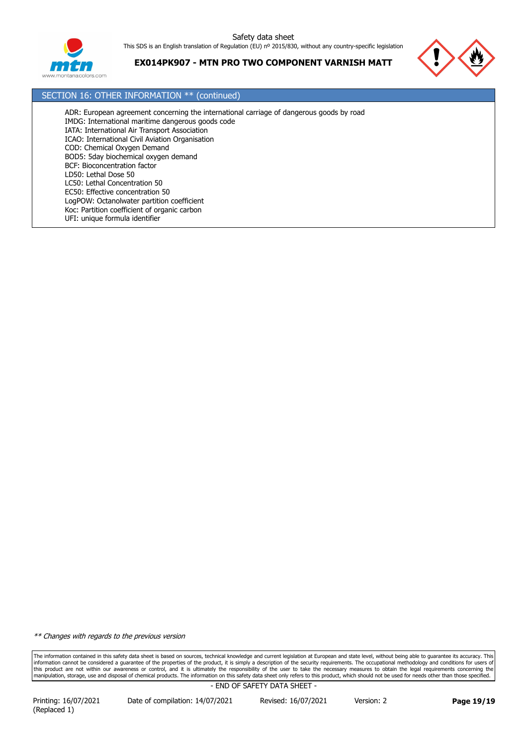## SECTION 16: OTHER INFORMATION ** (continued)

ADR: European agreement concerning the international carriage of dangerous goods by road
IMDG: International maritime dangerous goods code
IATA: International Air Transport Association
ICAO: International Civil Aviation Organisation
COD: Chemical Oxygen Demand
BOD5: 5day biochemical oxygen demand
BCF: Bioconcentration factor
LD50: Lethal Dose 50
LC50: Lethal Concentration 50
EC50: Effective concentration 50
LogPOW: Octanolwater partition coefficient
Koc: Partition coefficient of organic carbon
UFI: unique formula identifier

*** Changes with regards to the previous version*

The information contained in this safety data sheet is based on sources, technical knowledge and current legislation at European and state level, without being able to guarantee its accuracy. This information cannot be considered a guarantee of the properties of the product, it is simply a description of the security requirements. The occupational methodology and conditions for users of this product are not within our awareness or control, and it is ultimately the responsibility of the user to take the necessary measures to obtain the legal requirements concerning the manipulation, storage, use and disposal of chemical products. The information on this safety data sheet only refers to this product, which should not be used for needs other than those specified.

- END OF SAFETY DATA SHEET -